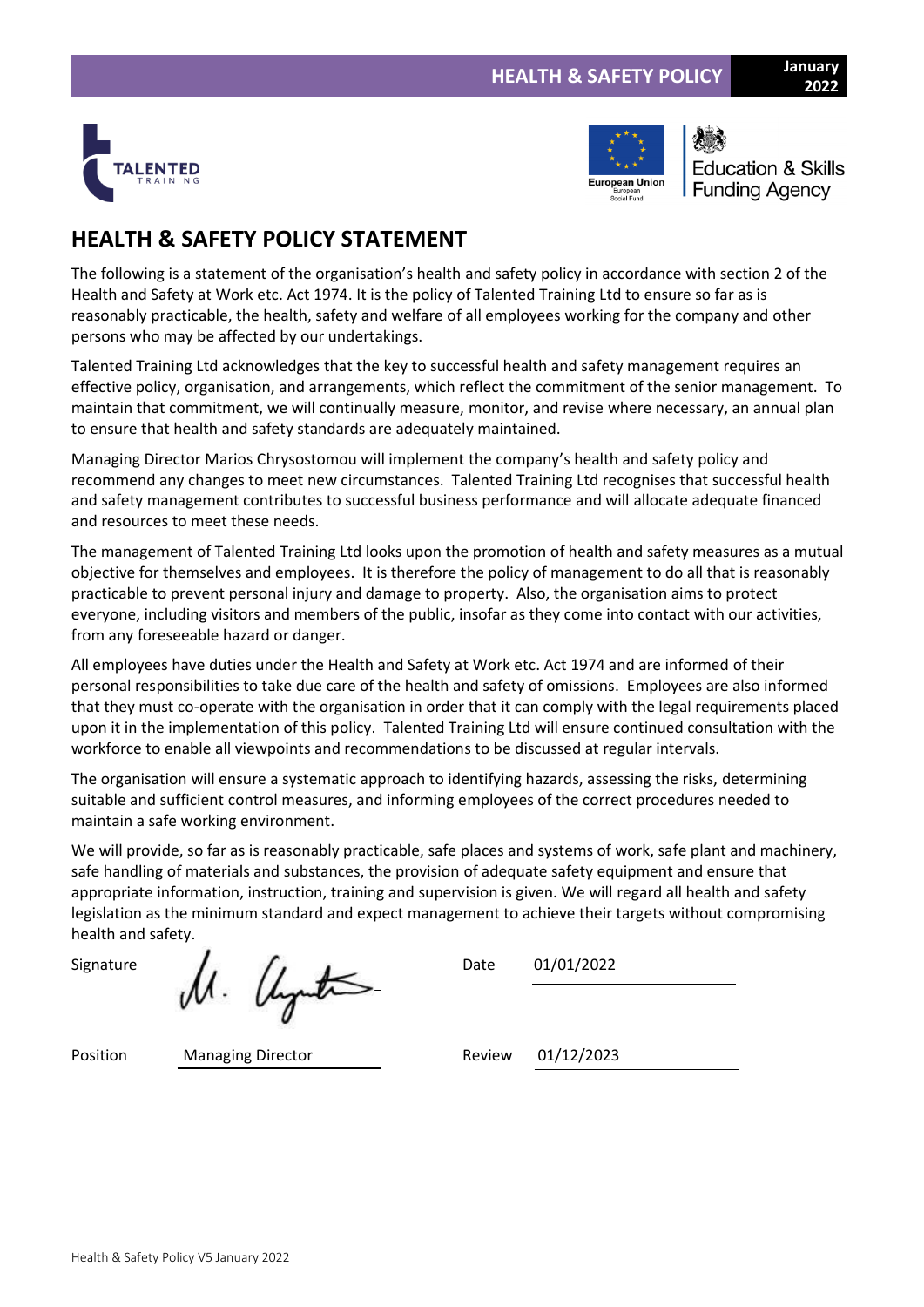# HEALTH & SAFETY POLICY STATEMENT

The following is a statement of the organisation's health and safety policy in accordance with section 2 of the Health and Safety at Work etc. Act 1974. It is the policy of Talented Training Ltd to ensure so far as is reasonably practicable, the health, safety and welfare of all employees working for the company and other persons who may be affected by our undertakings.

Talented Training Ltd acknowledges that the key to successful health and safety management requires an effective policy, organisation, and arrangements, which reflect the commitment of the senior management. To maintain that commitment, we will continually measure, monitor, and revise where necessary, an annual plan to ensure that health and safety standards are adequately maintained.

Managing Director Marios Chrysostomou will implement the company's health and safety policy and recommend any changes to meet new circumstances. Talented Training Ltd recognises that successful health and safety management contributes to successful business performance and will allocate adequate financed and resources to meet these needs.

The management of Talented Training Ltd looks upon the promotion of health and safety measures as a mutual objective for themselves and employees. It is therefore the policy of management to do all that is reasonably practicable to prevent personal injury and damage to property. Also, the organisation aims to protect everyone, including visitors and members of the public, insofar as they come into contact with our activities, from any foreseeable hazard or danger.

All employees have duties under the Health and Safety at Work etc. Act 1974 and are informed of their personal responsibilities to take due care of the health and safety of omissions. Employees are also informed that they must co-operate with the organisation in order that it can comply with the legal requirements placed upon it in the implementation of this policy. Talented Training Ltd will ensure continued consultation with the workforce to enable all viewpoints and recommendations to be discussed at regular intervals.

The organisation will ensure a systematic approach to identifying hazards, assessing the risks, determining suitable and sufficient control measures, and informing employees of the correct procedures needed to maintain a safe working environment.

We will provide, so far as is reasonably practicable, safe places and systems of work, safe plant and machinery, safe handling of materials and substances, the provision of adequate safety equipment and ensure that appropriate information, instruction, training and supervision is given. We will regard all health and safety legislation as the minimum standard and expect management to achieve their targets without compromising health and safety.

| | | | |
|---|---|---|---|
| Signature | M. Chrysostomou | Date | 01/01/2022 |
| Position | Managing Director | Review | 01/12/2023 |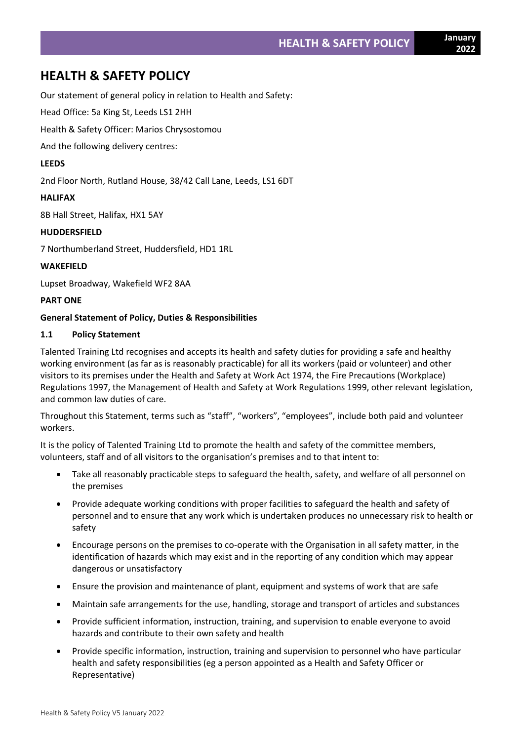# HEALTH & SAFETY POLICY

Our statement of general policy in relation to Health and Safety:

Head Office: 5a King St, Leeds LS1 2HH

Health & Safety Officer: Marios Chrysostomou

And the following delivery centres:

**LEEDS**

2nd Floor North, Rutland House, 38/42 Call Lane, Leeds, LS1 6DT

**HALIFAX**

8B Hall Street, Halifax, HX1 5AY

**HUDDERSFIELD**

7 Northumberland Street, Huddersfield, HD1 1RL

**WAKEFIELD**

Lupset Broadway, Wakefield WF2 8AA

**PART ONE**

**General Statement of Policy, Duties & Responsibilities**

### 1.1 Policy Statement

Talented Training Ltd recognises and accepts its health and safety duties for providing a safe and healthy working environment (as far as is reasonably practicable) for all its workers (paid or volunteer) and other visitors to its premises under the Health and Safety at Work Act 1974, the Fire Precautions (Workplace) Regulations 1997, the Management of Health and Safety at Work Regulations 1999, other relevant legislation, and common law duties of care.

Throughout this Statement, terms such as "staff", "workers", "employees", include both paid and volunteer workers.

It is the policy of Talented Training Ltd to promote the health and safety of the committee members, volunteers, staff and of all visitors to the organisation's premises and to that intent to:

- Take all reasonably practicable steps to safeguard the health, safety, and welfare of all personnel on the premises
- Provide adequate working conditions with proper facilities to safeguard the health and safety of personnel and to ensure that any work which is undertaken produces no unnecessary risk to health or safety
- Encourage persons on the premises to co-operate with the Organisation in all safety matter, in the identification of hazards which may exist and in the reporting of any condition which may appear dangerous or unsatisfactory
- Ensure the provision and maintenance of plant, equipment and systems of work that are safe
- Maintain safe arrangements for the use, handling, storage and transport of articles and substances
- Provide sufficient information, instruction, training, and supervision to enable everyone to avoid hazards and contribute to their own safety and health
- Provide specific information, instruction, training and supervision to personnel who have particular health and safety responsibilities (eg a person appointed as a Health and Safety Officer or Representative)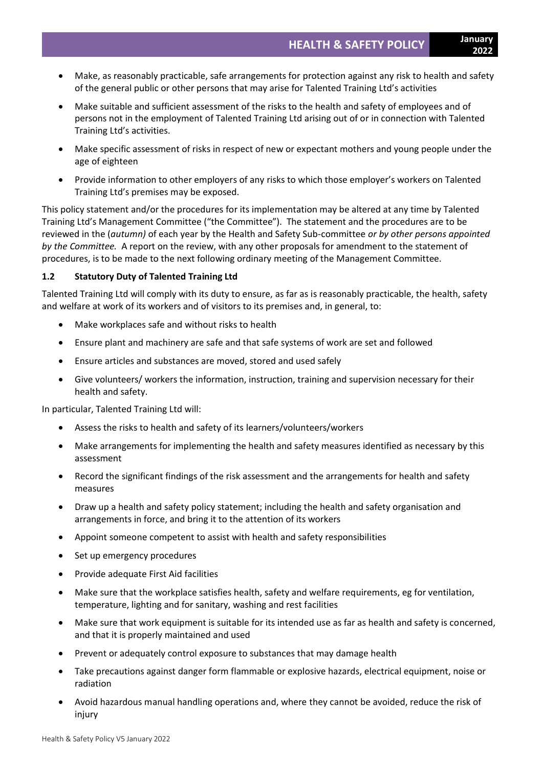- Make, as reasonably practicable, safe arrangements for protection against any risk to health and safety of the general public or other persons that may arise for Talented Training Ltd's activities
- Make suitable and sufficient assessment of the risks to the health and safety of employees and of persons not in the employment of Talented Training Ltd arising out of or in connection with Talented Training Ltd's activities.
- Make specific assessment of risks in respect of new or expectant mothers and young people under the age of eighteen
- Provide information to other employers of any risks to which those employer's workers on Talented Training Ltd's premises may be exposed.

This policy statement and/or the procedures for its implementation may be altered at any time by Talented Training Ltd's Management Committee ("the Committee"). The statement and the procedures are to be reviewed in the (*autumn)* of each year by the Health and Safety Sub-committee *or by other persons appointed by the Committee.* A report on the review, with any other proposals for amendment to the statement of procedures, is to be made to the next following ordinary meeting of the Management Committee.

### 1.2 Statutory Duty of Talented Training Ltd

Talented Training Ltd will comply with its duty to ensure, as far as is reasonably practicable, the health, safety and welfare at work of its workers and of visitors to its premises and, in general, to:

- Make workplaces safe and without risks to health
- Ensure plant and machinery are safe and that safe systems of work are set and followed
- Ensure articles and substances are moved, stored and used safely
- Give volunteers/ workers the information, instruction, training and supervision necessary for their health and safety.

In particular, Talented Training Ltd will:

- Assess the risks to health and safety of its learners/volunteers/workers
- Make arrangements for implementing the health and safety measures identified as necessary by this assessment
- Record the significant findings of the risk assessment and the arrangements for health and safety measures
- Draw up a health and safety policy statement; including the health and safety organisation and arrangements in force, and bring it to the attention of its workers
- Appoint someone competent to assist with health and safety responsibilities
- Set up emergency procedures
- Provide adequate First Aid facilities
- Make sure that the workplace satisfies health, safety and welfare requirements, eg for ventilation, temperature, lighting and for sanitary, washing and rest facilities
- Make sure that work equipment is suitable for its intended use as far as health and safety is concerned, and that it is properly maintained and used
- Prevent or adequately control exposure to substances that may damage health
- Take precautions against danger form flammable or explosive hazards, electrical equipment, noise or radiation
- Avoid hazardous manual handling operations and, where they cannot be avoided, reduce the risk of injury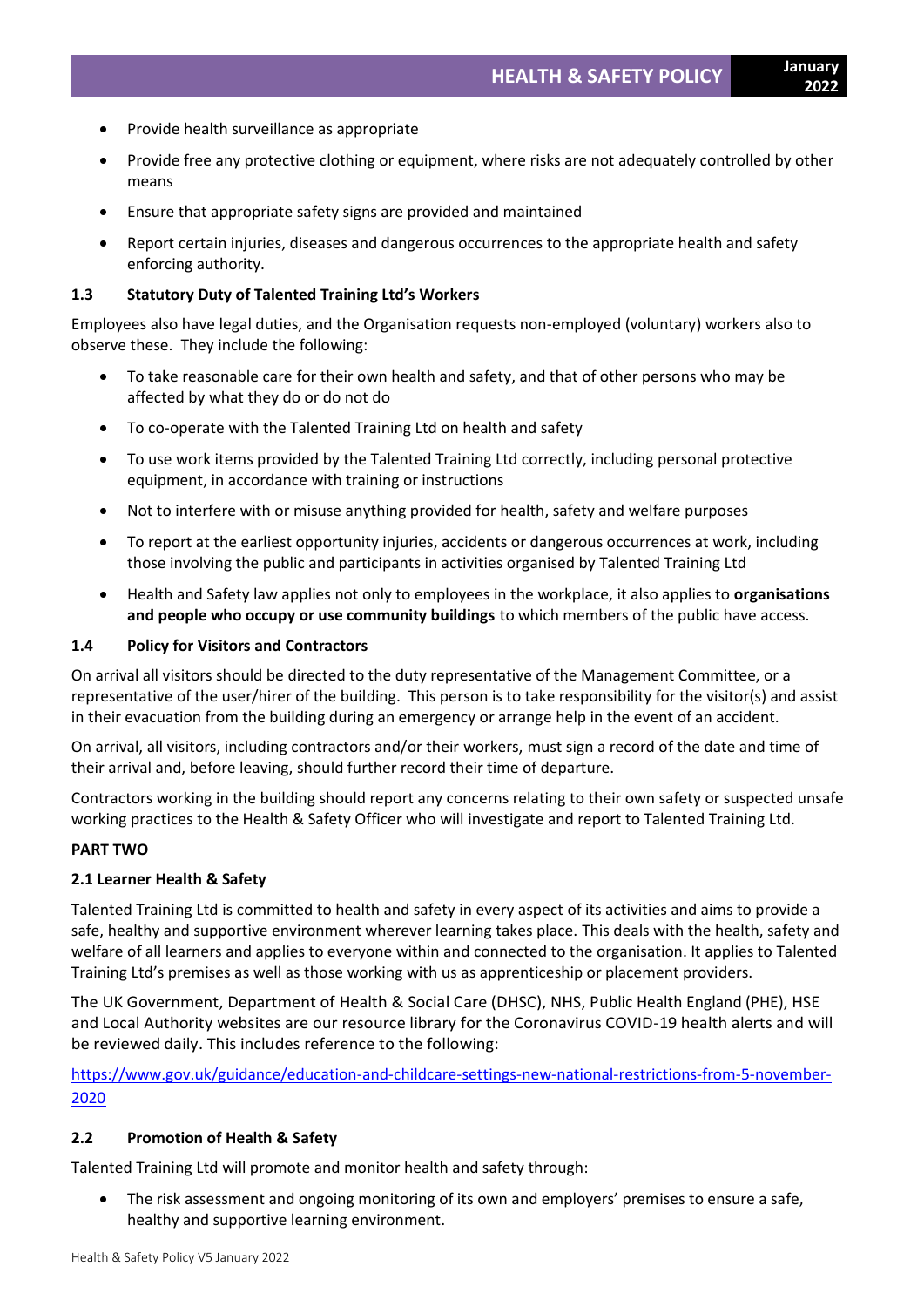- Provide health surveillance as appropriate
- Provide free any protective clothing or equipment, where risks are not adequately controlled by other means
- Ensure that appropriate safety signs are provided and maintained
- Report certain injuries, diseases and dangerous occurrences to the appropriate health and safety enforcing authority.

### 1.3 Statutory Duty of Talented Training Ltd's Workers

Employees also have legal duties, and the Organisation requests non-employed (voluntary) workers also to observe these. They include the following:

- To take reasonable care for their own health and safety, and that of other persons who may be affected by what they do or do not do
- To co-operate with the Talented Training Ltd on health and safety
- To use work items provided by the Talented Training Ltd correctly, including personal protective equipment, in accordance with training or instructions
- Not to interfere with or misuse anything provided for health, safety and welfare purposes
- To report at the earliest opportunity injuries, accidents or dangerous occurrences at work, including those involving the public and participants in activities organised by Talented Training Ltd
- Health and Safety law applies not only to employees in the workplace, it also applies to **organisations and people who occupy or use community buildings** to which members of the public have access.

### 1.4 Policy for Visitors and Contractors

On arrival all visitors should be directed to the duty representative of the Management Committee, or a representative of the user/hirer of the building. This person is to take responsibility for the visitor(s) and assist in their evacuation from the building during an emergency or arrange help in the event of an accident.

On arrival, all visitors, including contractors and/or their workers, must sign a record of the date and time of their arrival and, before leaving, should further record their time of departure.

Contractors working in the building should report any concerns relating to their own safety or suspected unsafe working practices to the Health & Safety Officer who will investigate and report to Talented Training Ltd.

## PART TWO

### 2.1 Learner Health & Safety

Talented Training Ltd is committed to health and safety in every aspect of its activities and aims to provide a safe, healthy and supportive environment wherever learning takes place. This deals with the health, safety and welfare of all learners and applies to everyone within and connected to the organisation. It applies to Talented Training Ltd's premises as well as those working with us as apprenticeship or placement providers.

The UK Government, Department of Health & Social Care (DHSC), NHS, Public Health England (PHE), HSE and Local Authority websites are our resource library for the Coronavirus COVID-19 health alerts and will be reviewed daily. This includes reference to the following:

https://www.gov.uk/guidance/education-and-childcare-settings-new-national-restrictions-from-5-november-2020

### 2.2 Promotion of Health & Safety

Talented Training Ltd will promote and monitor health and safety through:

- The risk assessment and ongoing monitoring of its own and employers' premises to ensure a safe, healthy and supportive learning environment.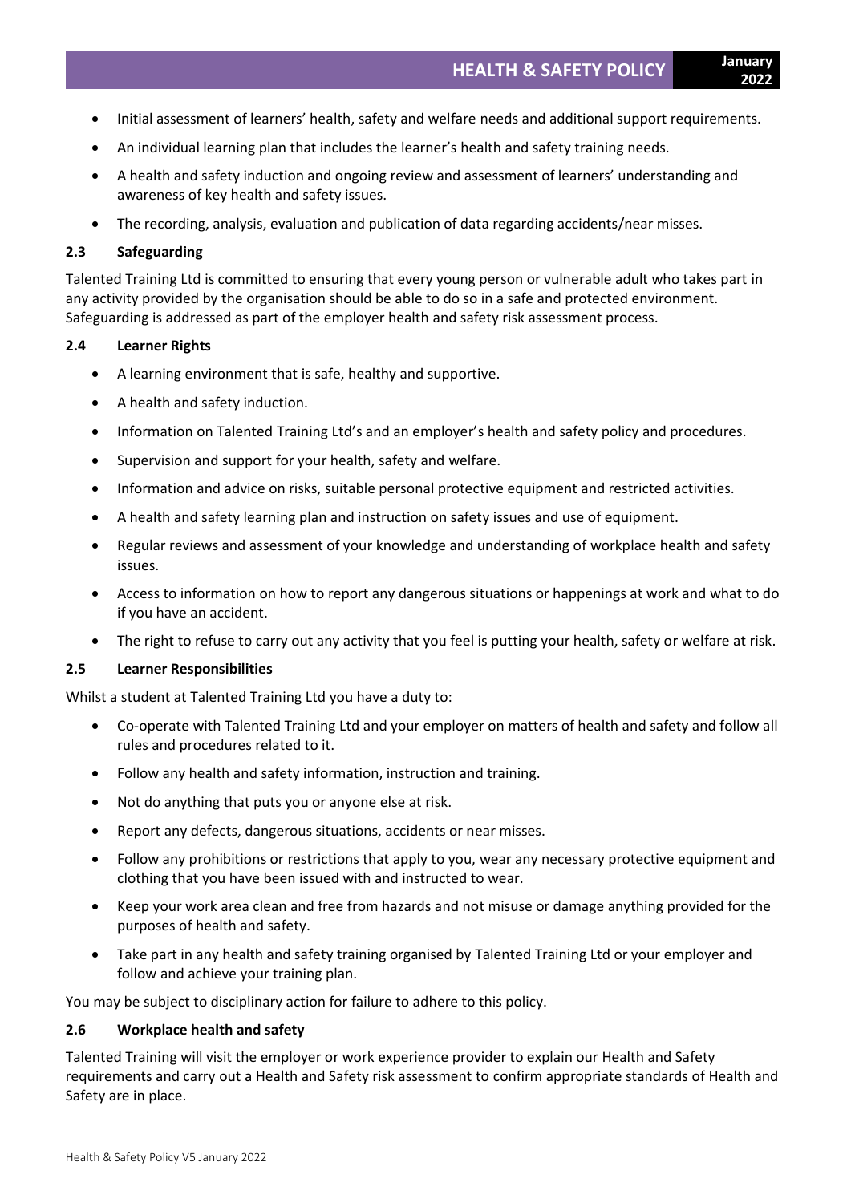- Initial assessment of learners' health, safety and welfare needs and additional support requirements.
- An individual learning plan that includes the learner's health and safety training needs.
- A health and safety induction and ongoing review and assessment of learners' understanding and awareness of key health and safety issues.
- The recording, analysis, evaluation and publication of data regarding accidents/near misses.

### 2.3 Safeguarding

Talented Training Ltd is committed to ensuring that every young person or vulnerable adult who takes part in any activity provided by the organisation should be able to do so in a safe and protected environment. Safeguarding is addressed as part of the employer health and safety risk assessment process.

### 2.4 Learner Rights

- A learning environment that is safe, healthy and supportive.
- A health and safety induction.
- Information on Talented Training Ltd's and an employer's health and safety policy and procedures.
- Supervision and support for your health, safety and welfare.
- Information and advice on risks, suitable personal protective equipment and restricted activities.
- A health and safety learning plan and instruction on safety issues and use of equipment.
- Regular reviews and assessment of your knowledge and understanding of workplace health and safety issues.
- Access to information on how to report any dangerous situations or happenings at work and what to do if you have an accident.
- The right to refuse to carry out any activity that you feel is putting your health, safety or welfare at risk.

### 2.5 Learner Responsibilities

Whilst a student at Talented Training Ltd you have a duty to:

- Co-operate with Talented Training Ltd and your employer on matters of health and safety and follow all rules and procedures related to it.
- Follow any health and safety information, instruction and training.
- Not do anything that puts you or anyone else at risk.
- Report any defects, dangerous situations, accidents or near misses.
- Follow any prohibitions or restrictions that apply to you, wear any necessary protective equipment and clothing that you have been issued with and instructed to wear.
- Keep your work area clean and free from hazards and not misuse or damage anything provided for the purposes of health and safety.
- Take part in any health and safety training organised by Talented Training Ltd or your employer and follow and achieve your training plan.

You may be subject to disciplinary action for failure to adhere to this policy.

### 2.6 Workplace health and safety

Talented Training will visit the employer or work experience provider to explain our Health and Safety requirements and carry out a Health and Safety risk assessment to confirm appropriate standards of Health and Safety are in place.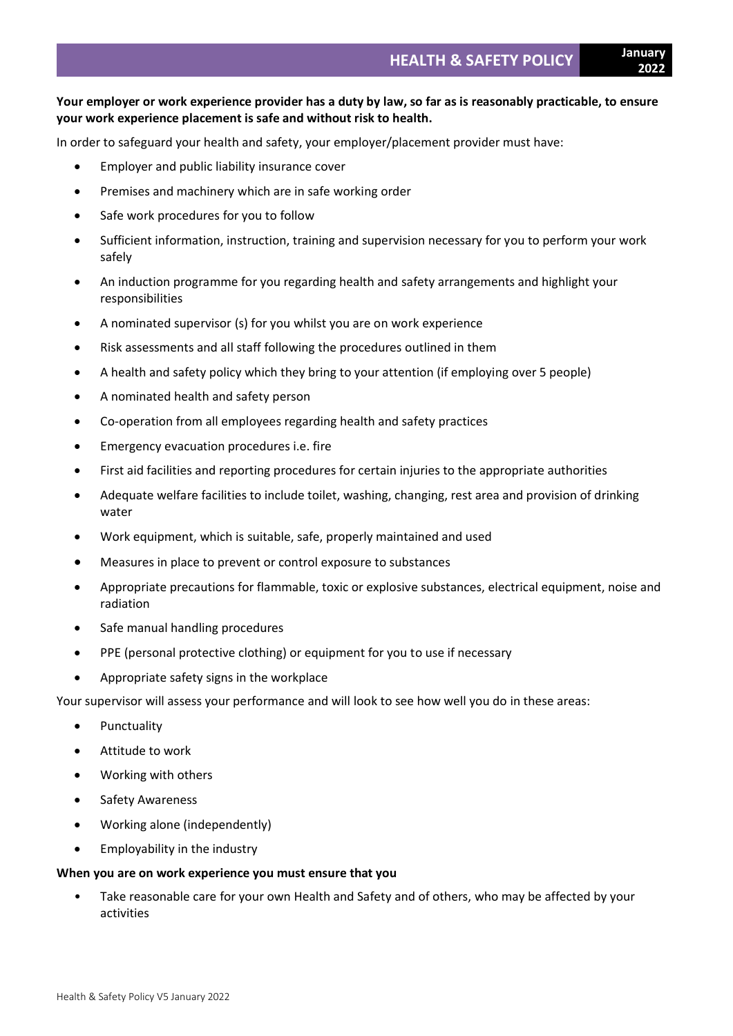**Your employer or work experience provider has a duty by law, so far as is reasonably practicable, to ensure your work experience placement is safe and without risk to health.**

In order to safeguard your health and safety, your employer/placement provider must have:

- Employer and public liability insurance cover
- Premises and machinery which are in safe working order
- Safe work procedures for you to follow
- Sufficient information, instruction, training and supervision necessary for you to perform your work safely
- An induction programme for you regarding health and safety arrangements and highlight your responsibilities
- A nominated supervisor (s) for you whilst you are on work experience
- Risk assessments and all staff following the procedures outlined in them
- A health and safety policy which they bring to your attention (if employing over 5 people)
- A nominated health and safety person
- Co-operation from all employees regarding health and safety practices
- Emergency evacuation procedures i.e. fire
- First aid facilities and reporting procedures for certain injuries to the appropriate authorities
- Adequate welfare facilities to include toilet, washing, changing, rest area and provision of drinking water
- Work equipment, which is suitable, safe, properly maintained and used
- Measures in place to prevent or control exposure to substances
- Appropriate precautions for flammable, toxic or explosive substances, electrical equipment, noise and radiation
- Safe manual handling procedures
- PPE (personal protective clothing) or equipment for you to use if necessary
- Appropriate safety signs in the workplace

Your supervisor will assess your performance and will look to see how well you do in these areas:

- Punctuality
- Attitude to work
- Working with others
- Safety Awareness
- Working alone (independently)
- Employability in the industry

**When you are on work experience you must ensure that you**

- Take reasonable care for your own Health and Safety and of others, who may be affected by your activities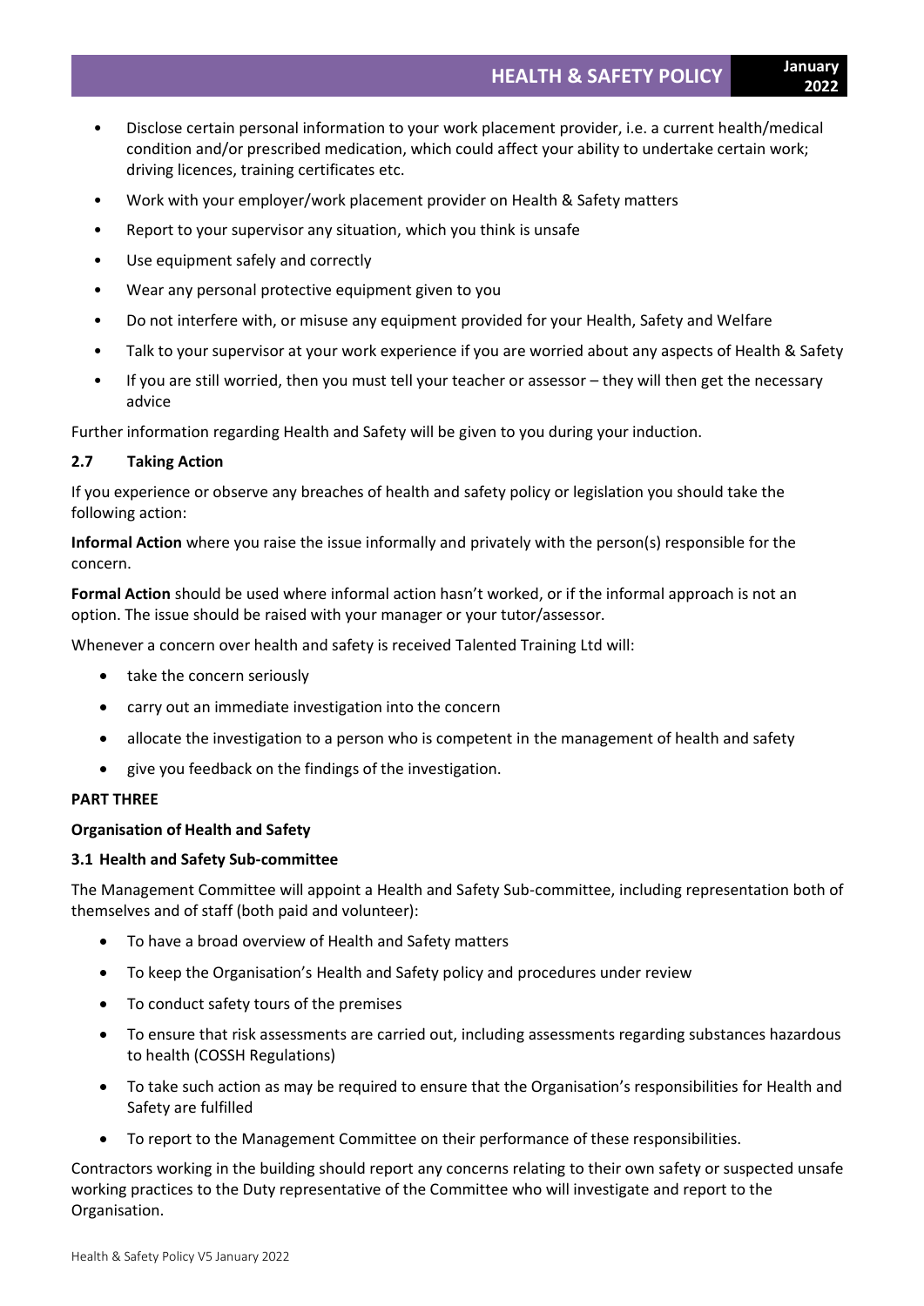- Disclose certain personal information to your work placement provider, i.e. a current health/medical condition and/or prescribed medication, which could affect your ability to undertake certain work; driving licences, training certificates etc.
- Work with your employer/work placement provider on Health & Safety matters
- Report to your supervisor any situation, which you think is unsafe
- Use equipment safely and correctly
- Wear any personal protective equipment given to you
- Do not interfere with, or misuse any equipment provided for your Health, Safety and Welfare
- Talk to your supervisor at your work experience if you are worried about any aspects of Health & Safety
- If you are still worried, then you must tell your teacher or assessor – they will then get the necessary advice

Further information regarding Health and Safety will be given to you during your induction.

### 2.7 Taking Action

If you experience or observe any breaches of health and safety policy or legislation you should take the following action:

**Informal Action** where you raise the issue informally and privately with the person(s) responsible for the concern.

**Formal Action** should be used where informal action hasn't worked, or if the informal approach is not an option. The issue should be raised with your manager or your tutor/assessor.

Whenever a concern over health and safety is received Talented Training Ltd will:

- take the concern seriously
- carry out an immediate investigation into the concern
- allocate the investigation to a person who is competent in the management of health and safety
- give you feedback on the findings of the investigation.

## PART THREE

### Organisation of Health and Safety

### 3.1 Health and Safety Sub-committee

The Management Committee will appoint a Health and Safety Sub-committee, including representation both of themselves and of staff (both paid and volunteer):

- To have a broad overview of Health and Safety matters
- To keep the Organisation's Health and Safety policy and procedures under review
- To conduct safety tours of the premises
- To ensure that risk assessments are carried out, including assessments regarding substances hazardous to health (COSSH Regulations)
- To take such action as may be required to ensure that the Organisation's responsibilities for Health and Safety are fulfilled
- To report to the Management Committee on their performance of these responsibilities.

Contractors working in the building should report any concerns relating to their own safety or suspected unsafe working practices to the Duty representative of the Committee who will investigate and report to the Organisation.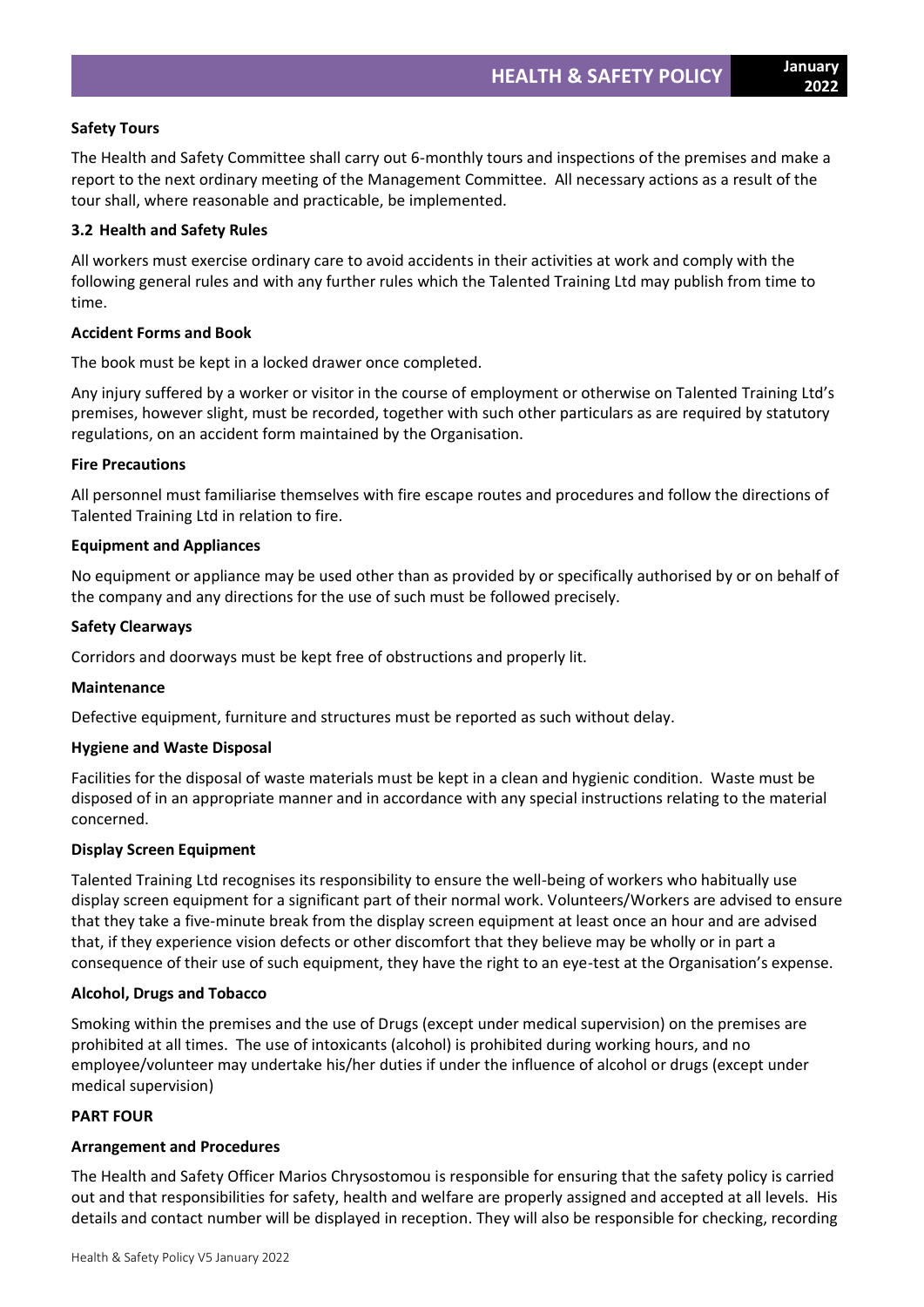**Safety Tours**

The Health and Safety Committee shall carry out 6-monthly tours and inspections of the premises and make a report to the next ordinary meeting of the Management Committee. All necessary actions as a result of the tour shall, where reasonable and practicable, be implemented.

### 3.2 Health and Safety Rules

All workers must exercise ordinary care to avoid accidents in their activities at work and comply with the following general rules and with any further rules which the Talented Training Ltd may publish from time to time.

**Accident Forms and Book**

The book must be kept in a locked drawer once completed.

Any injury suffered by a worker or visitor in the course of employment or otherwise on Talented Training Ltd's premises, however slight, must be recorded, together with such other particulars as are required by statutory regulations, on an accident form maintained by the Organisation.

**Fire Precautions**

All personnel must familiarise themselves with fire escape routes and procedures and follow the directions of Talented Training Ltd in relation to fire.

**Equipment and Appliances**

No equipment or appliance may be used other than as provided by or specifically authorised by or on behalf of the company and any directions for the use of such must be followed precisely.

**Safety Clearways**

Corridors and doorways must be kept free of obstructions and properly lit.

**Maintenance**

Defective equipment, furniture and structures must be reported as such without delay.

**Hygiene and Waste Disposal**

Facilities for the disposal of waste materials must be kept in a clean and hygienic condition. Waste must be disposed of in an appropriate manner and in accordance with any special instructions relating to the material concerned.

**Display Screen Equipment**

Talented Training Ltd recognises its responsibility to ensure the well-being of workers who habitually use display screen equipment for a significant part of their normal work. Volunteers/Workers are advised to ensure that they take a five-minute break from the display screen equipment at least once an hour and are advised that, if they experience vision defects or other discomfort that they believe may be wholly or in part a consequence of their use of such equipment, they have the right to an eye-test at the Organisation's expense.

**Alcohol, Drugs and Tobacco**

Smoking within the premises and the use of Drugs (except under medical supervision) on the premises are prohibited at all times. The use of intoxicants (alcohol) is prohibited during working hours, and no employee/volunteer may undertake his/her duties if under the influence of alcohol or drugs (except under medical supervision)

## PART FOUR

### Arrangement and Procedures

The Health and Safety Officer Marios Chrysostomou is responsible for ensuring that the safety policy is carried out and that responsibilities for safety, health and welfare are properly assigned and accepted at all levels. His details and contact number will be displayed in reception. They will also be responsible for checking, recording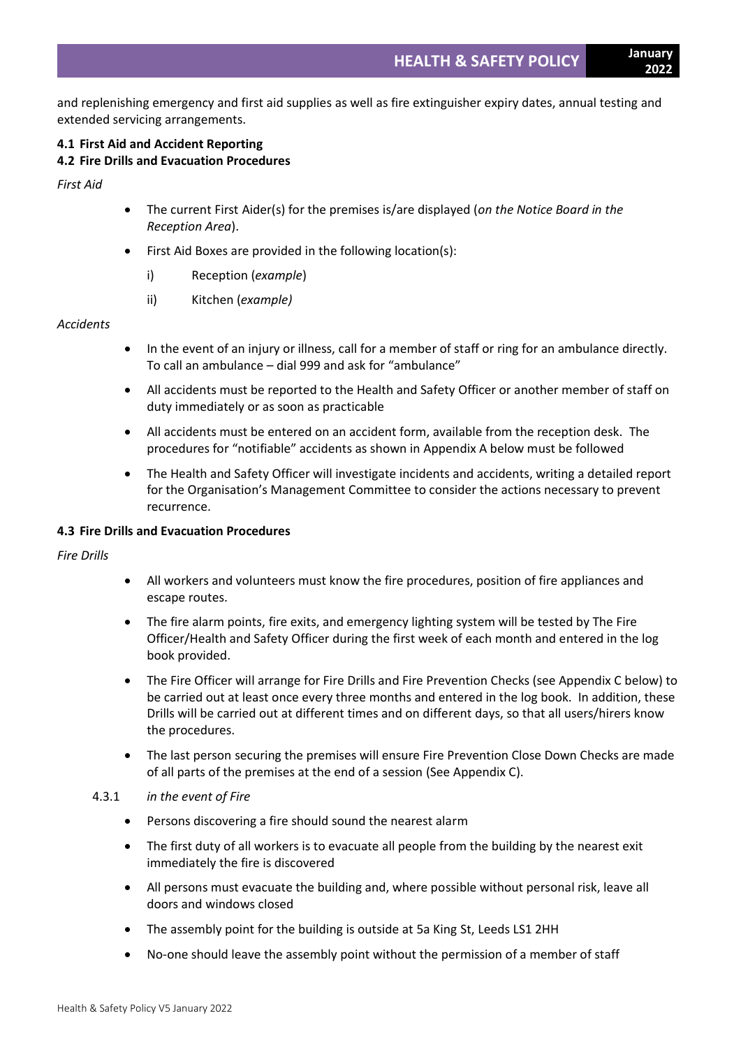and replenishing emergency and first aid supplies as well as fire extinguisher expiry dates, annual testing and extended servicing arrangements.

**4.1 First Aid and Accident Reporting**

**4.2 Fire Drills and Evacuation Procedures**

*First Aid*

- The current First Aider(s) for the premises is/are displayed (*on the Notice Board in the Reception Area*).
- First Aid Boxes are provided in the following location(s):
  - i) Reception (*example*)
  - ii) Kitchen (*example)*

*Accidents*

- In the event of an injury or illness, call for a member of staff or ring for an ambulance directly. To call an ambulance – dial 999 and ask for "ambulance"
- All accidents must be reported to the Health and Safety Officer or another member of staff on duty immediately or as soon as practicable
- All accidents must be entered on an accident form, available from the reception desk. The procedures for "notifiable" accidents as shown in Appendix A below must be followed
- The Health and Safety Officer will investigate incidents and accidents, writing a detailed report for the Organisation's Management Committee to consider the actions necessary to prevent recurrence.

**4.3 Fire Drills and Evacuation Procedures**

*Fire Drills*

- All workers and volunteers must know the fire procedures, position of fire appliances and escape routes.
- The fire alarm points, fire exits, and emergency lighting system will be tested by The Fire Officer/Health and Safety Officer during the first week of each month and entered in the log book provided.
- The Fire Officer will arrange for Fire Drills and Fire Prevention Checks (see Appendix C below) to be carried out at least once every three months and entered in the log book. In addition, these Drills will be carried out at different times and on different days, so that all users/hirers know the procedures.
- The last person securing the premises will ensure Fire Prevention Close Down Checks are made of all parts of the premises at the end of a session (See Appendix C).

4.3.1 *in the event of Fire*

- Persons discovering a fire should sound the nearest alarm
- The first duty of all workers is to evacuate all people from the building by the nearest exit immediately the fire is discovered
- All persons must evacuate the building and, where possible without personal risk, leave all doors and windows closed
- The assembly point for the building is outside at 5a King St, Leeds LS1 2HH
- No-one should leave the assembly point without the permission of a member of staff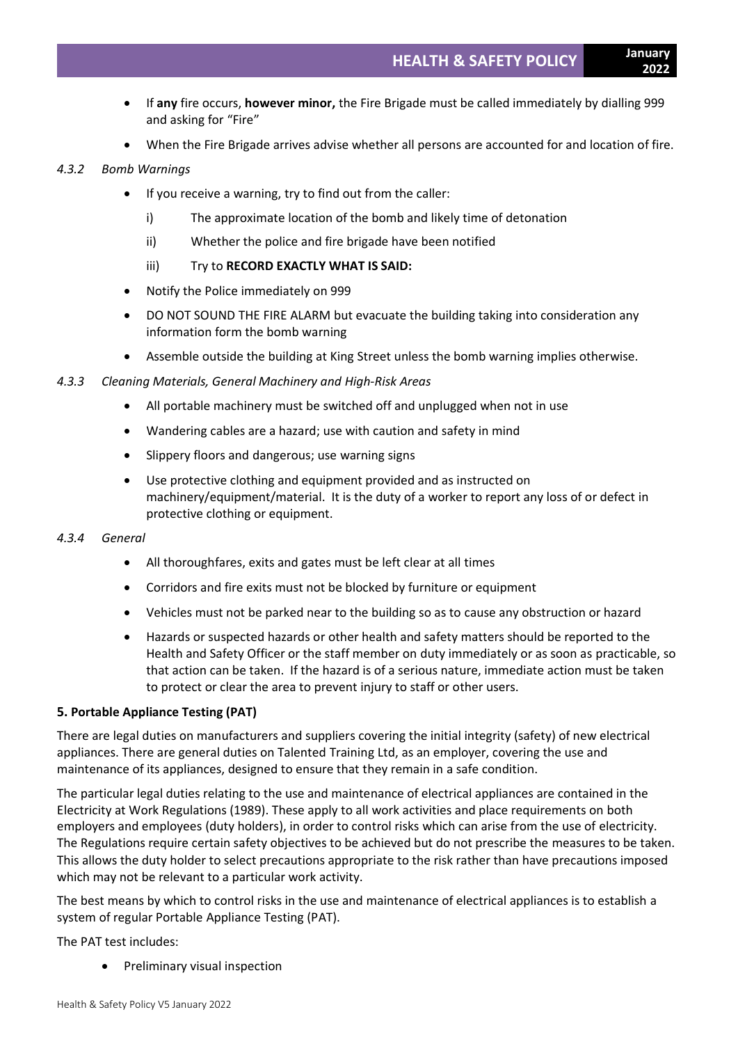- If **any** fire occurs, **however minor,** the Fire Brigade must be called immediately by dialling 999 and asking for "Fire"
- When the Fire Brigade arrives advise whether all persons are accounted for and location of fire.

*4.3.2 Bomb Warnings*

- If you receive a warning, try to find out from the caller:
  - i) The approximate location of the bomb and likely time of detonation
  - ii) Whether the police and fire brigade have been notified
  - iii) Try to **RECORD EXACTLY WHAT IS SAID:**
- Notify the Police immediately on 999
- DO NOT SOUND THE FIRE ALARM but evacuate the building taking into consideration any information form the bomb warning
- Assemble outside the building at King Street unless the bomb warning implies otherwise.

*4.3.3 Cleaning Materials, General Machinery and High-Risk Areas*

- All portable machinery must be switched off and unplugged when not in use
- Wandering cables are a hazard; use with caution and safety in mind
- Slippery floors and dangerous; use warning signs
- Use protective clothing and equipment provided and as instructed on machinery/equipment/material. It is the duty of a worker to report any loss of or defect in protective clothing or equipment.

*4.3.4 General*

- All thoroughfares, exits and gates must be left clear at all times
- Corridors and fire exits must not be blocked by furniture or equipment
- Vehicles must not be parked near to the building so as to cause any obstruction or hazard
- Hazards or suspected hazards or other health and safety matters should be reported to the Health and Safety Officer or the staff member on duty immediately or as soon as practicable, so that action can be taken. If the hazard is of a serious nature, immediate action must be taken to protect or clear the area to prevent injury to staff or other users.

**5. Portable Appliance Testing (PAT)**

There are legal duties on manufacturers and suppliers covering the initial integrity (safety) of new electrical appliances. There are general duties on Talented Training Ltd, as an employer, covering the use and maintenance of its appliances, designed to ensure that they remain in a safe condition.

The particular legal duties relating to the use and maintenance of electrical appliances are contained in the Electricity at Work Regulations (1989). These apply to all work activities and place requirements on both employers and employees (duty holders), in order to control risks which can arise from the use of electricity. The Regulations require certain safety objectives to be achieved but do not prescribe the measures to be taken. This allows the duty holder to select precautions appropriate to the risk rather than have precautions imposed which may not be relevant to a particular work activity.

The best means by which to control risks in the use and maintenance of electrical appliances is to establish a system of regular Portable Appliance Testing (PAT).

The PAT test includes:

- Preliminary visual inspection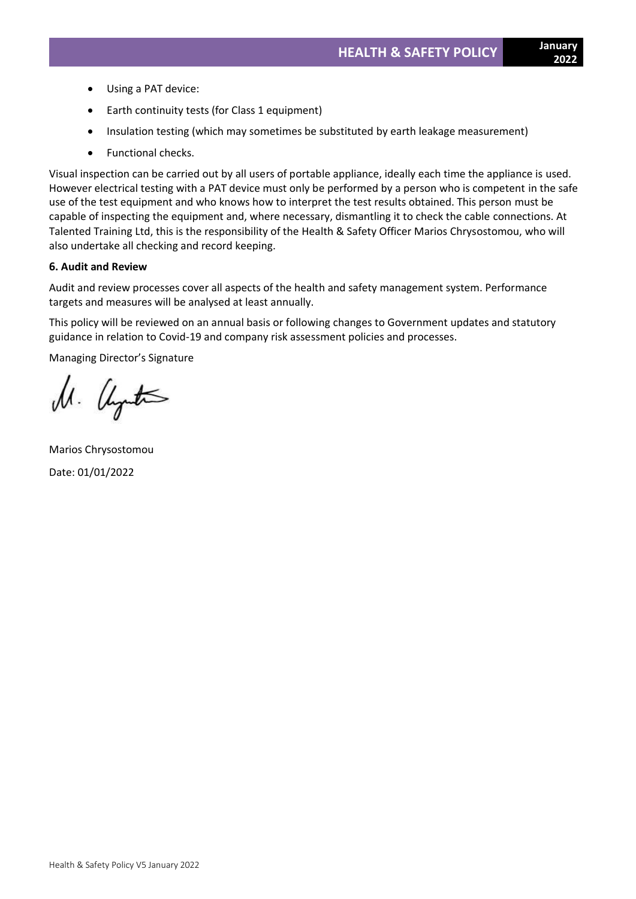- Using a PAT device:
- Earth continuity tests (for Class 1 equipment)
- Insulation testing (which may sometimes be substituted by earth leakage measurement)
- Functional checks.

Visual inspection can be carried out by all users of portable appliance, ideally each time the appliance is used. However electrical testing with a PAT device must only be performed by a person who is competent in the safe use of the test equipment and who knows how to interpret the test results obtained. This person must be capable of inspecting the equipment and, where necessary, dismantling it to check the cable connections. At Talented Training Ltd, this is the responsibility of the Health & Safety Officer Marios Chrysostomou, who will also undertake all checking and record keeping.

**6. Audit and Review**

Audit and review processes cover all aspects of the health and safety management system. Performance targets and measures will be analysed at least annually.

This policy will be reviewed on an annual basis or following changes to Government updates and statutory guidance in relation to Covid-19 and company risk assessment policies and processes.

Managing Director's Signature

Marios Chrysostomou

Date: 01/01/2022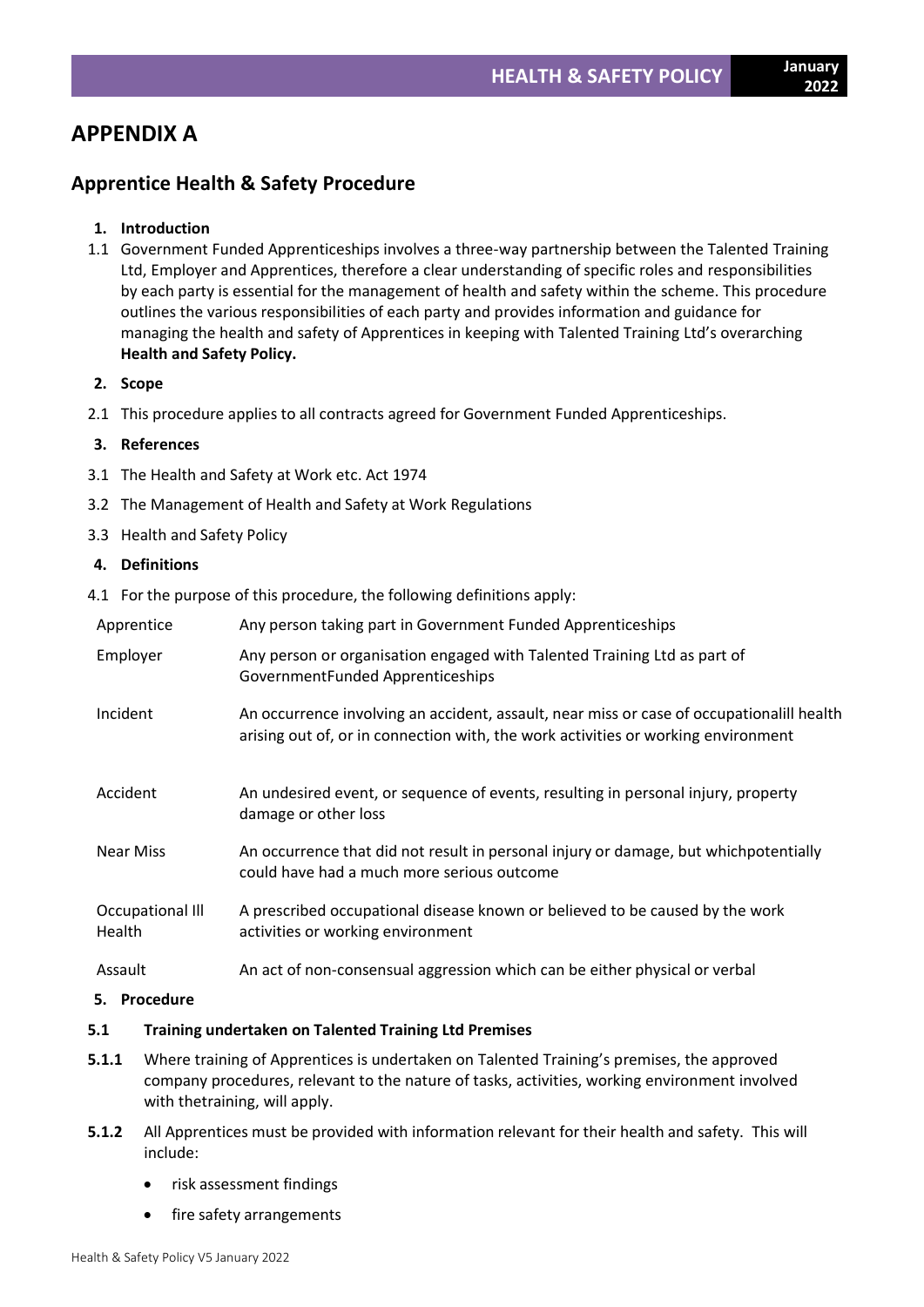# APPENDIX A

## Apprentice Health & Safety Procedure

**1. Introduction**

1.1 Government Funded Apprenticeships involves a three-way partnership between the Talented Training Ltd, Employer and Apprentices, therefore a clear understanding of specific roles and responsibilities by each party is essential for the management of health and safety within the scheme. This procedure outlines the various responsibilities of each party and provides information and guidance for managing the health and safety of Apprentices in keeping with Talented Training Ltd's overarching **Health and Safety Policy.**

**2. Scope**

2.1 This procedure applies to all contracts agreed for Government Funded Apprenticeships.

**3. References**

3.1 The Health and Safety at Work etc. Act 1974

3.2 The Management of Health and Safety at Work Regulations

3.3 Health and Safety Policy

**4. Definitions**

4.1 For the purpose of this procedure, the following definitions apply:

| | |
|---|---|
| Apprentice | Any person taking part in Government Funded Apprenticeships |
| Employer | Any person or organisation engaged with Talented Training Ltd as part of GovernmentFunded Apprenticeships |
| Incident | An occurrence involving an accident, assault, near miss or case of occupationalill health arising out of, or in connection with, the work activities or working environment |
| Accident | An undesired event, or sequence of events, resulting in personal injury, property damage or other loss |
| Near Miss | An occurrence that did not result in personal injury or damage, but whichpotentially could have had a much more serious outcome |
| Occupational Ill Health | A prescribed occupational disease known or believed to be caused by the work activities or working environment |
| Assault | An act of non-consensual aggression which can be either physical or verbal |

**5. Procedure**

**5.1 Training undertaken on Talented Training Ltd Premises**

**5.1.1** Where training of Apprentices is undertaken on Talented Training's premises, the approved company procedures, relevant to the nature of tasks, activities, working environment involved with thetraining, will apply.

**5.1.2** All Apprentices must be provided with information relevant for their health and safety. This will include:

- risk assessment findings
- fire safety arrangements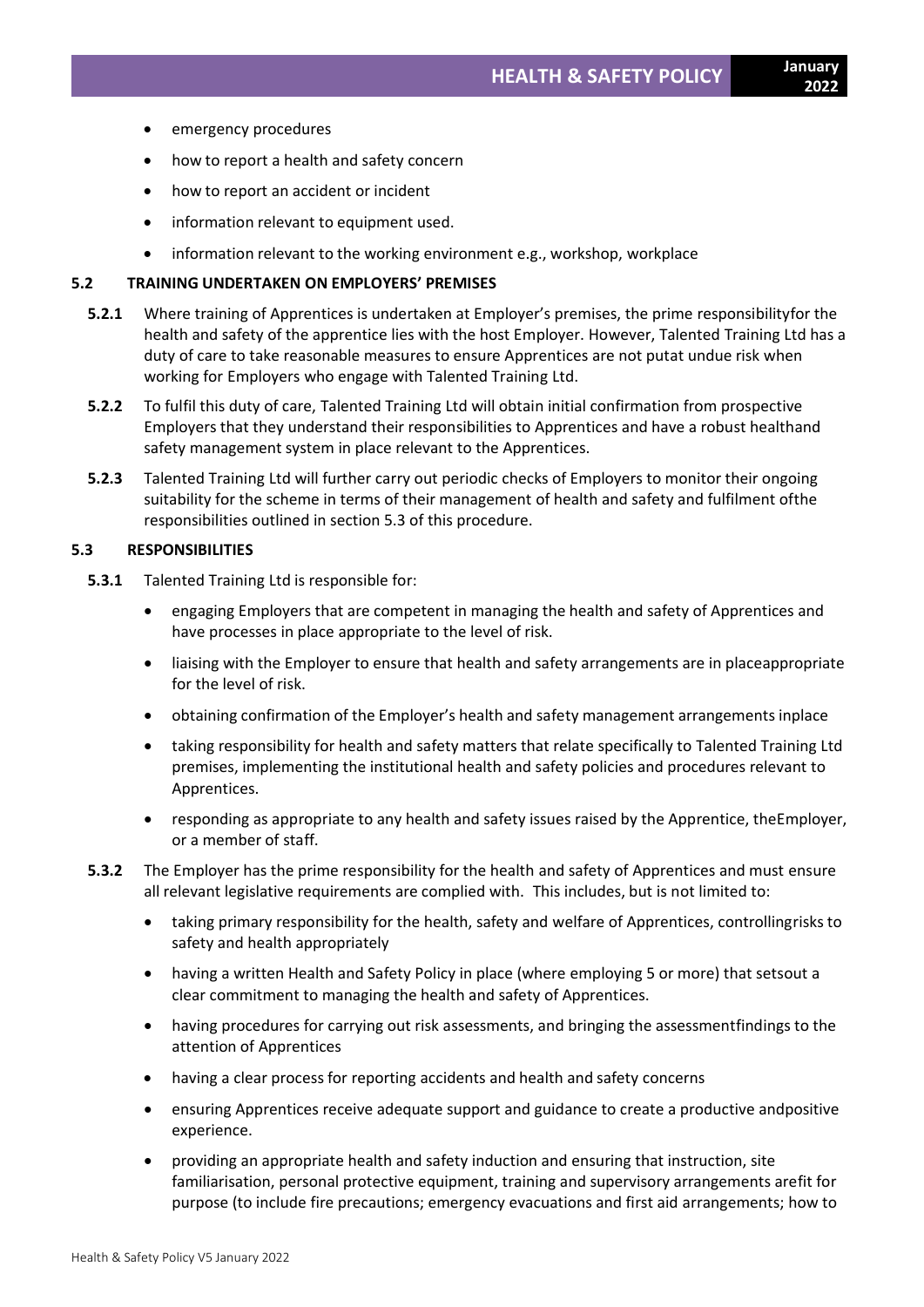- emergency procedures
- how to report a health and safety concern
- how to report an accident or incident
- information relevant to equipment used.
- information relevant to the working environment e.g., workshop, workplace

### 5.2 TRAINING UNDERTAKEN ON EMPLOYERS' PREMISES

**5.2.1** Where training of Apprentices is undertaken at Employer's premises, the prime responsibilityfor the health and safety of the apprentice lies with the host Employer. However, Talented Training Ltd has a duty of care to take reasonable measures to ensure Apprentices are not putat undue risk when working for Employers who engage with Talented Training Ltd.

**5.2.2** To fulfil this duty of care, Talented Training Ltd will obtain initial confirmation from prospective Employers that they understand their responsibilities to Apprentices and have a robust healthand safety management system in place relevant to the Apprentices.

**5.2.3** Talented Training Ltd will further carry out periodic checks of Employers to monitor their ongoing suitability for the scheme in terms of their management of health and safety and fulfilment ofthe responsibilities outlined in section 5.3 of this procedure.

### 5.3 RESPONSIBILITIES

**5.3.1** Talented Training Ltd is responsible for:

- engaging Employers that are competent in managing the health and safety of Apprentices and have processes in place appropriate to the level of risk.
- liaising with the Employer to ensure that health and safety arrangements are in placeappropriate for the level of risk.
- obtaining confirmation of the Employer's health and safety management arrangements inplace
- taking responsibility for health and safety matters that relate specifically to Talented Training Ltd premises, implementing the institutional health and safety policies and procedures relevant to Apprentices.
- responding as appropriate to any health and safety issues raised by the Apprentice, theEmployer, or a member of staff.

**5.3.2** The Employer has the prime responsibility for the health and safety of Apprentices and must ensure all relevant legislative requirements are complied with. This includes, but is not limited to:

- taking primary responsibility for the health, safety and welfare of Apprentices, controllingrisks to safety and health appropriately
- having a written Health and Safety Policy in place (where employing 5 or more) that setsout a clear commitment to managing the health and safety of Apprentices.
- having procedures for carrying out risk assessments, and bringing the assessmentfindings to the attention of Apprentices
- having a clear process for reporting accidents and health and safety concerns
- ensuring Apprentices receive adequate support and guidance to create a productive andpositive experience.
- providing an appropriate health and safety induction and ensuring that instruction, site familiarisation, personal protective equipment, training and supervisory arrangements arefit for purpose (to include fire precautions; emergency evacuations and first aid arrangements; how to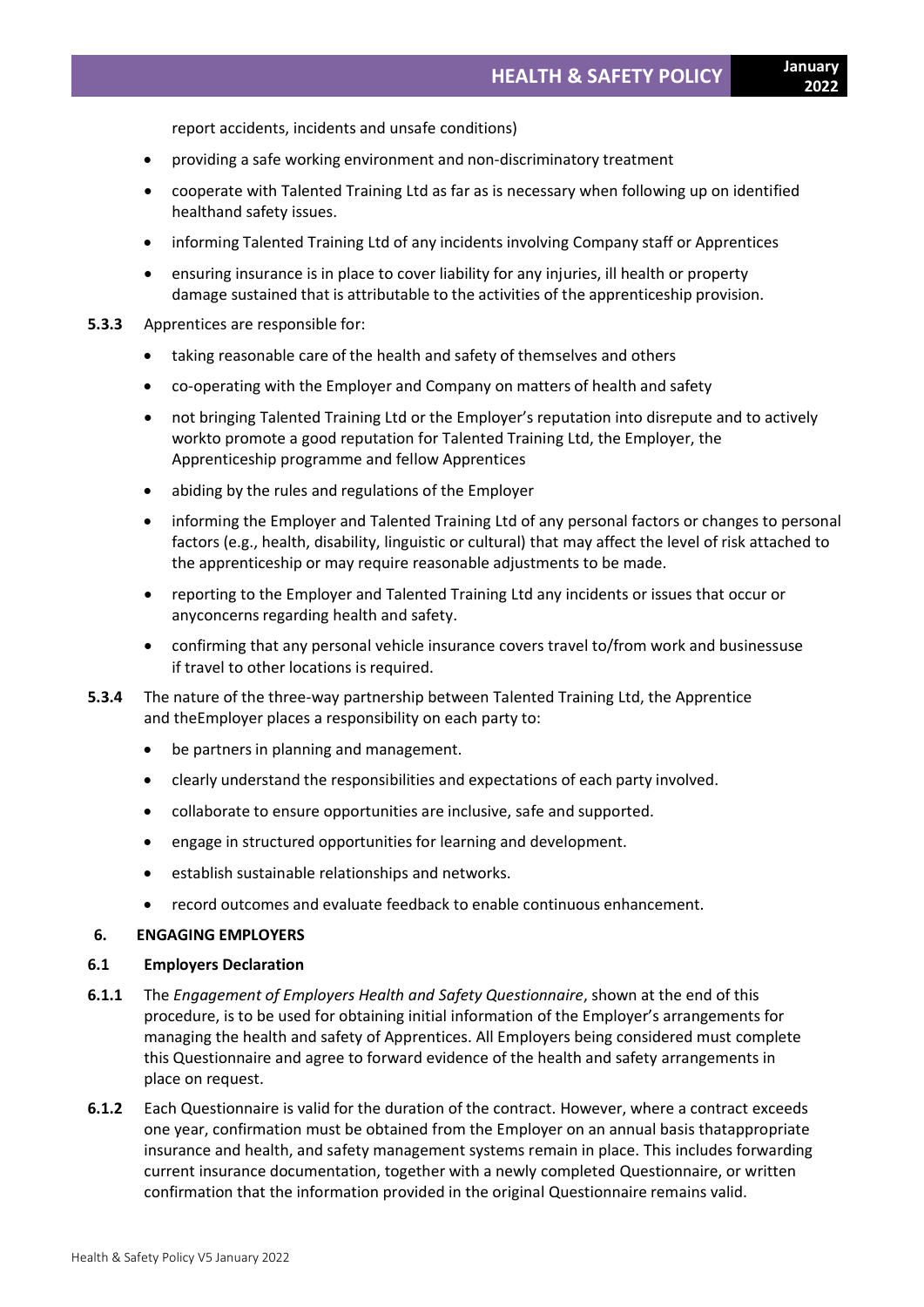report accidents, incidents and unsafe conditions)

- providing a safe working environment and non-discriminatory treatment
- cooperate with Talented Training Ltd as far as is necessary when following up on identified healthand safety issues.
- informing Talented Training Ltd of any incidents involving Company staff or Apprentices
- ensuring insurance is in place to cover liability for any injuries, ill health or property damage sustained that is attributable to the activities of the apprenticeship provision.

**5.3.3** Apprentices are responsible for:

- taking reasonable care of the health and safety of themselves and others
- co-operating with the Employer and Company on matters of health and safety
- not bringing Talented Training Ltd or the Employer's reputation into disrepute and to actively workto promote a good reputation for Talented Training Ltd, the Employer, the Apprenticeship programme and fellow Apprentices
- abiding by the rules and regulations of the Employer
- informing the Employer and Talented Training Ltd of any personal factors or changes to personal factors (e.g., health, disability, linguistic or cultural) that may affect the level of risk attached to the apprenticeship or may require reasonable adjustments to be made.
- reporting to the Employer and Talented Training Ltd any incidents or issues that occur or anyconcerns regarding health and safety.
- confirming that any personal vehicle insurance covers travel to/from work and businessuse if travel to other locations is required.

**5.3.4** The nature of the three-way partnership between Talented Training Ltd, the Apprentice and theEmployer places a responsibility on each party to:

- be partners in planning and management.
- clearly understand the responsibilities and expectations of each party involved.
- collaborate to ensure opportunities are inclusive, safe and supported.
- engage in structured opportunities for learning and development.
- establish sustainable relationships and networks.
- record outcomes and evaluate feedback to enable continuous enhancement.

## 6. ENGAGING EMPLOYERS

### 6.1 Employers Declaration

**6.1.1** The *Engagement of Employers Health and Safety Questionnaire*, shown at the end of this procedure, is to be used for obtaining initial information of the Employer's arrangements for managing the health and safety of Apprentices. All Employers being considered must complete this Questionnaire and agree to forward evidence of the health and safety arrangements in place on request.

**6.1.2** Each Questionnaire is valid for the duration of the contract. However, where a contract exceeds one year, confirmation must be obtained from the Employer on an annual basis thatappropriate insurance and health, and safety management systems remain in place. This includes forwarding current insurance documentation, together with a newly completed Questionnaire, or written confirmation that the information provided in the original Questionnaire remains valid.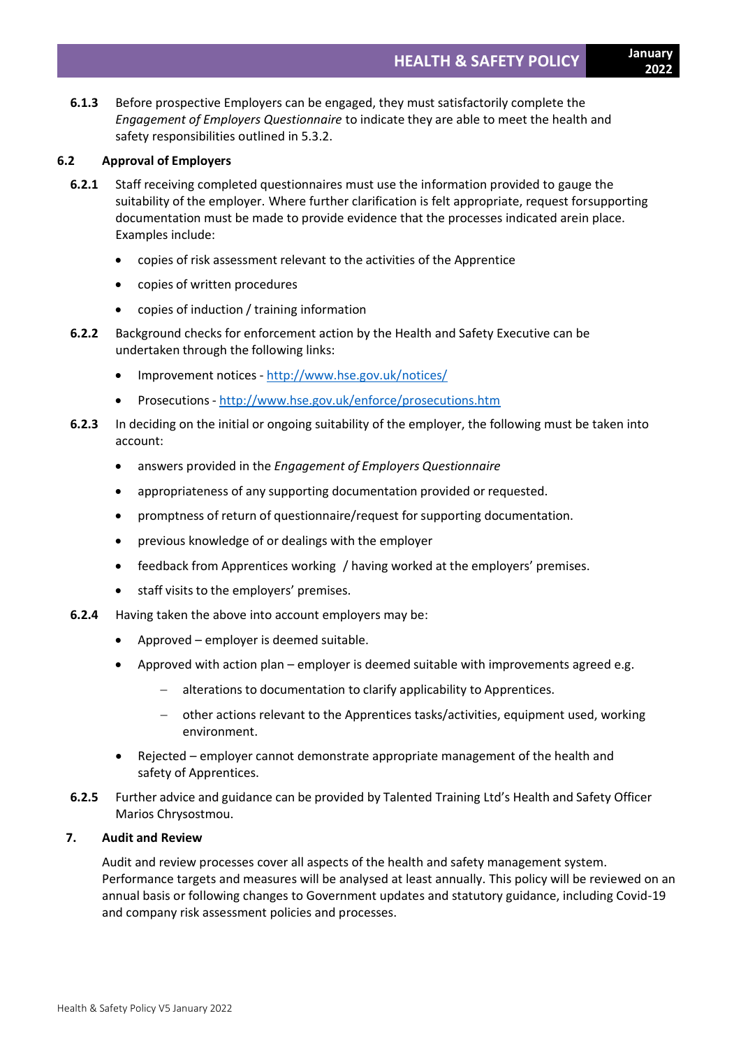**6.1.3** Before prospective Employers can be engaged, they must satisfactorily complete the *Engagement of Employers Questionnaire* to indicate they are able to meet the health and safety responsibilities outlined in 5.3.2.

### 6.2 Approval of Employers

**6.2.1** Staff receiving completed questionnaires must use the information provided to gauge the suitability of the employer. Where further clarification is felt appropriate, request forsupporting documentation must be made to provide evidence that the processes indicated arein place. Examples include:

- copies of risk assessment relevant to the activities of the Apprentice
- copies of written procedures
- copies of induction / training information

**6.2.2** Background checks for enforcement action by the Health and Safety Executive can be undertaken through the following links:

- Improvement notices - http://www.hse.gov.uk/notices/
- Prosecutions - http://www.hse.gov.uk/enforce/prosecutions.htm

**6.2.3** In deciding on the initial or ongoing suitability of the employer, the following must be taken into account:

- answers provided in the *Engagement of Employers Questionnaire*
- appropriateness of any supporting documentation provided or requested.
- promptness of return of questionnaire/request for supporting documentation.
- previous knowledge of or dealings with the employer
- feedback from Apprentices working / having worked at the employers' premises.
- staff visits to the employers' premises.

**6.2.4** Having taken the above into account employers may be:

- Approved – employer is deemed suitable.
- Approved with action plan – employer is deemed suitable with improvements agreed e.g.
  - alterations to documentation to clarify applicability to Apprentices.
  - other actions relevant to the Apprentices tasks/activities, equipment used, working environment.
- Rejected – employer cannot demonstrate appropriate management of the health and safety of Apprentices.

**6.2.5** Further advice and guidance can be provided by Talented Training Ltd's Health and Safety Officer Marios Chrysostmou.

## 7. Audit and Review

Audit and review processes cover all aspects of the health and safety management system. Performance targets and measures will be analysed at least annually. This policy will be reviewed on an annual basis or following changes to Government updates and statutory guidance, including Covid-19 and company risk assessment policies and processes.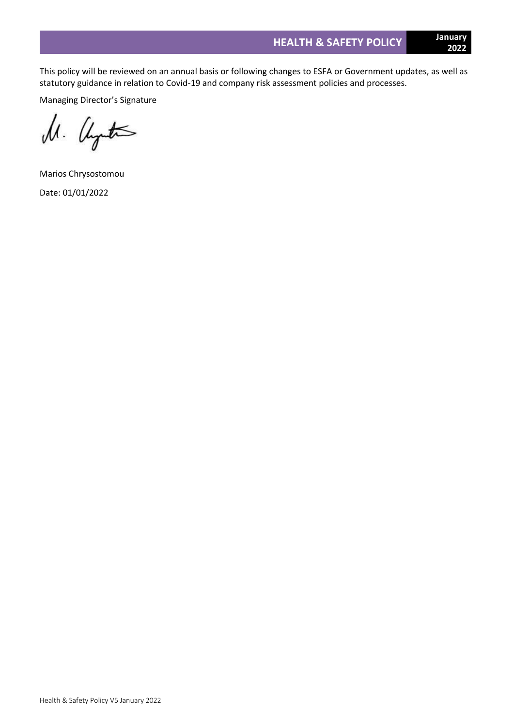This policy will be reviewed on an annual basis or following changes to ESFA or Government updates, as well as statutory guidance in relation to Covid-19 and company risk assessment policies and processes.

Managing Director's Signature

Marios Chrysostomou

Date: 01/01/2022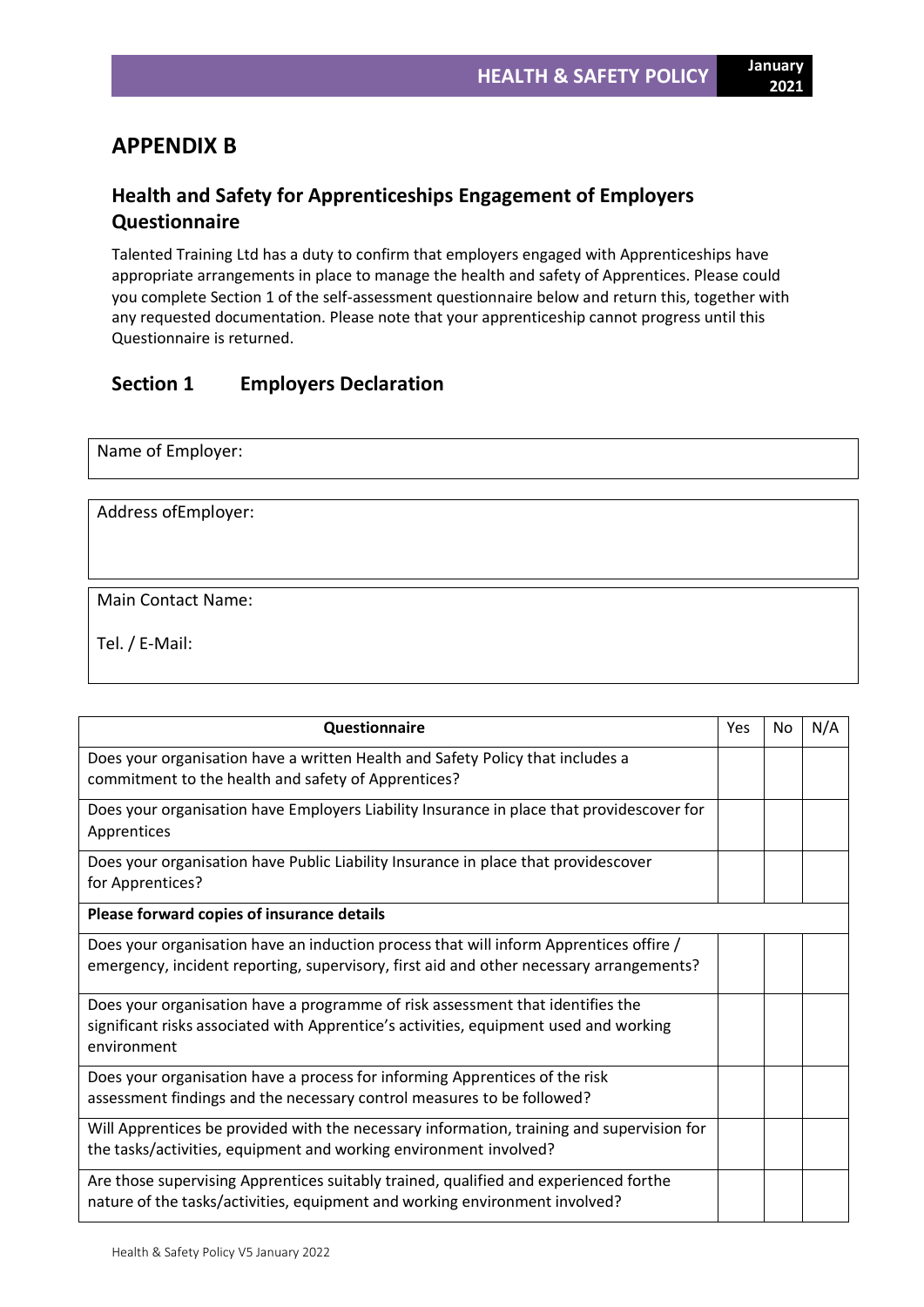# APPENDIX B

## Health and Safety for Apprenticeships Engagement of Employers Questionnaire

Talented Training Ltd has a duty to confirm that employers engaged with Apprenticeships have appropriate arrangements in place to manage the health and safety of Apprentices. Please could you complete Section 1 of the self-assessment questionnaire below and return this, together with any requested documentation. Please note that your apprenticeship cannot progress until this Questionnaire is returned.

## Section 1 Employers Declaration

| Name of Employer: |
|---|

| Address ofEmployer: |
|---|

| Main Contact Name:<br><br>Tel. / E-Mail: |
|---|

| Questionnaire | Yes | No | N/A |
|---|---|---|---|
| Does your organisation have a written Health and Safety Policy that includes a commitment to the health and safety of Apprentices? | | | |
| Does your organisation have Employers Liability Insurance in place that providescover for Apprentices | | | |
| Does your organisation have Public Liability Insurance in place that providescover for Apprentices? | | | |
| **Please forward copies of insurance details** | | | |
| Does your organisation have an induction process that will inform Apprentices offire / emergency, incident reporting, supervisory, first aid and other necessary arrangements? | | | |
| Does your organisation have a programme of risk assessment that identifies the significant risks associated with Apprentice's activities, equipment used and working environment | | | |
| Does your organisation have a process for informing Apprentices of the risk assessment findings and the necessary control measures to be followed? | | | |
| Will Apprentices be provided with the necessary information, training and supervision for the tasks/activities, equipment and working environment involved? | | | |
| Are those supervising Apprentices suitably trained, qualified and experienced forthe nature of the tasks/activities, equipment and working environment involved? | | | |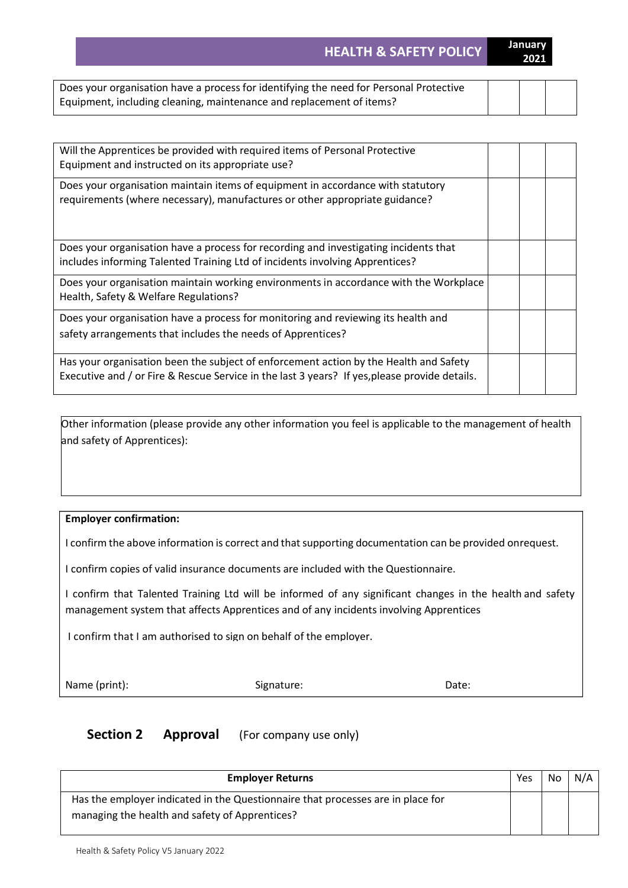| | | | |
|---|---|---|---|
| Does your organisation have a process for identifying the need for Personal Protective Equipment, including cleaning, maintenance and replacement of items? | | | |

| | | | |
|---|---|---|---|
| Will the Apprentices be provided with required items of Personal Protective Equipment and instructed on its appropriate use? | | | |
| Does your organisation maintain items of equipment in accordance with statutory requirements (where necessary), manufactures or other appropriate guidance? | | | |
| Does your organisation have a process for recording and investigating incidents that includes informing Talented Training Ltd of incidents involving Apprentices? | | | |
| Does your organisation maintain working environments in accordance with the Workplace Health, Safety & Welfare Regulations? | | | |
| Does your organisation have a process for monitoring and reviewing its health and safety arrangements that includes the needs of Apprentices? | | | |
| Has your organisation been the subject of enforcement action by the Health and Safety Executive and / or Fire & Rescue Service in the last 3 years? If yes,please provide details. | | | |

Other information (please provide any other information you feel is applicable to the management of health and safety of Apprentices):

**Employer confirmation:**

I confirm the above information is correct and that supporting documentation can be provided onrequest.

I confirm copies of valid insurance documents are included with the Questionnaire.

I confirm that Talented Training Ltd will be informed of any significant changes in the health and safety management system that affects Apprentices and of any incidents involving Apprentices

I confirm that I am authorised to sign on behalf of the employer.

Name (print): Signature: Date:

## Section 2 Approval (For company use only)

| Employer Returns | Yes | No | N/A |
|---|---|---|---|
| Has the employer indicated in the Questionnaire that processes are in place for managing the health and safety of Apprentices? | | | |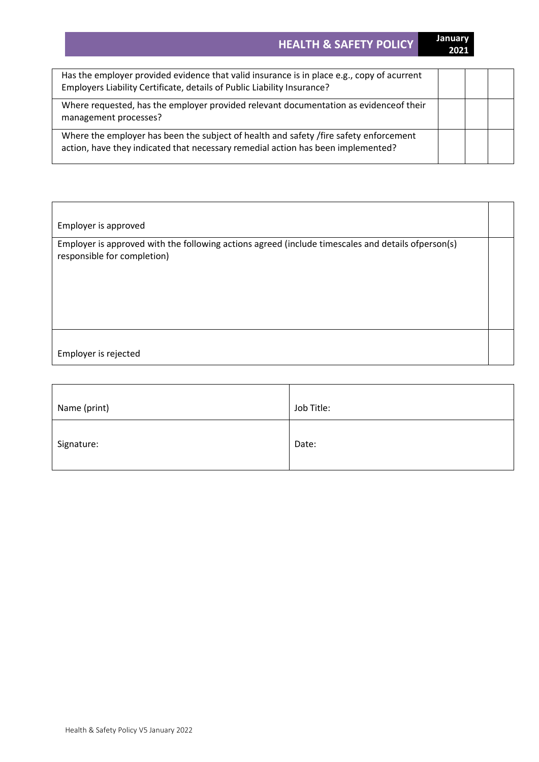| | | | |
|---|---|---|---|
| Has the employer provided evidence that valid insurance is in place e.g., copy of acurrent Employers Liability Certificate, details of Public Liability Insurance? | | | |
| Where requested, has the employer provided relevant documentation as evidenceof their management processes? | | | |
| Where the employer has been the subject of health and safety /fire safety enforcement action, have they indicated that necessary remedial action has been implemented? | | | |

| | |
|---|---|
| Employer is approved | |
| Employer is approved with the following actions agreed (include timescales and details ofperson(s) responsible for completion) | |
| Employer is rejected | |

| | |
|---|---|
| Name (print) | Job Title: |
| Signature: | Date: |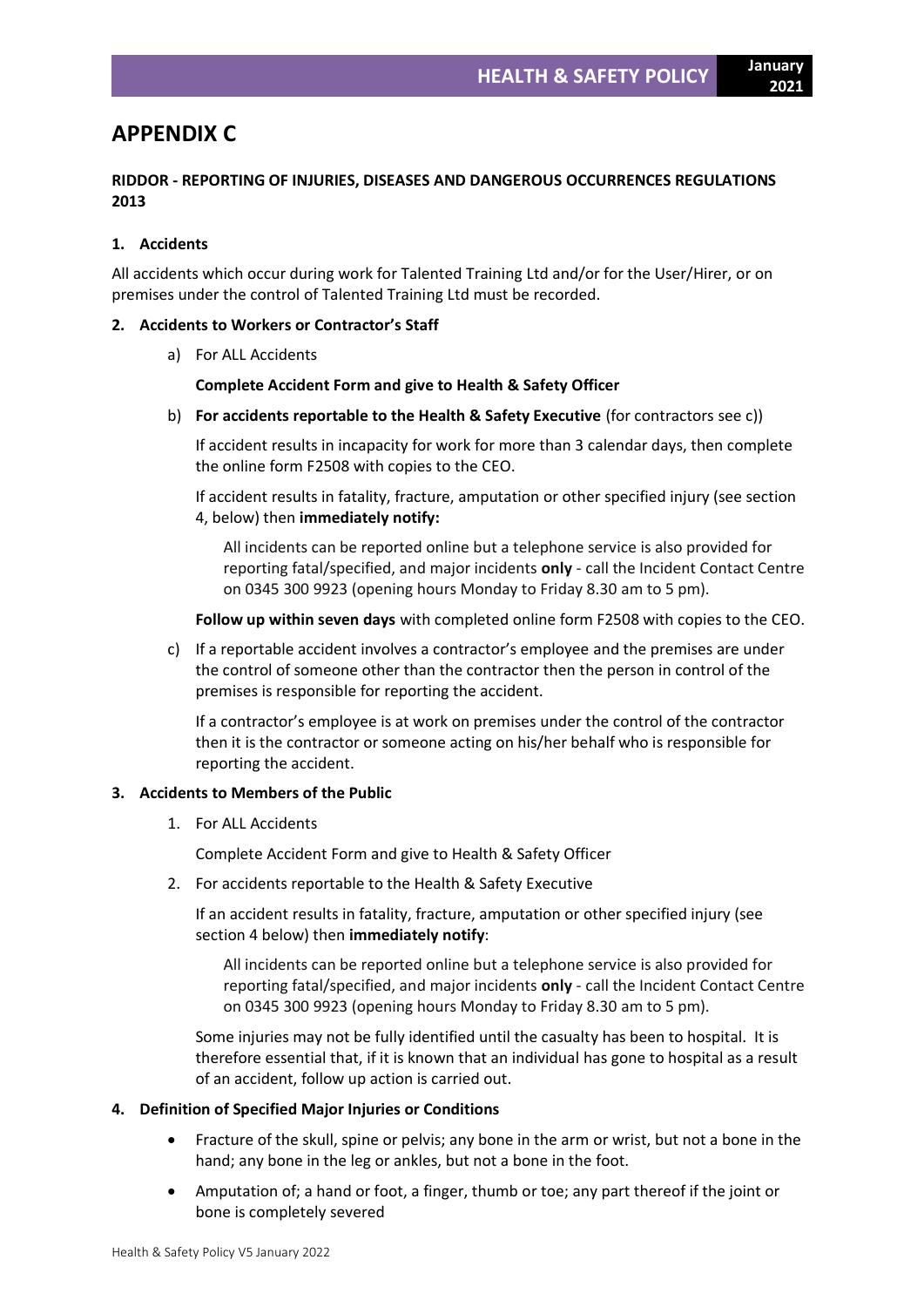# APPENDIX C

**RIDDOR - REPORTING OF INJURIES, DISEASES AND DANGEROUS OCCURRENCES REGULATIONS 2013**

**1. Accidents**

All accidents which occur during work for Talented Training Ltd and/or for the User/Hirer, or on premises under the control of Talented Training Ltd must be recorded.

**2. Accidents to Workers or Contractor's Staff**

a) For ALL Accidents

**Complete Accident Form and give to Health & Safety Officer**

b) **For accidents reportable to the Health & Safety Executive** (for contractors see c))

If accident results in incapacity for work for more than 3 calendar days, then complete the online form F2508 with copies to the CEO.

If accident results in fatality, fracture, amputation or other specified injury (see section 4, below) then **immediately notify:**

> All incidents can be reported online but a telephone service is also provided for reporting fatal/specified, and major incidents **only** - call the Incident Contact Centre on 0345 300 9923 (opening hours Monday to Friday 8.30 am to 5 pm).

**Follow up within seven days** with completed online form F2508 with copies to the CEO.

c) If a reportable accident involves a contractor's employee and the premises are under the control of someone other than the contractor then the person in control of the premises is responsible for reporting the accident.

If a contractor's employee is at work on premises under the control of the contractor then it is the contractor or someone acting on his/her behalf who is responsible for reporting the accident.

**3. Accidents to Members of the Public**

1. For ALL Accidents

   Complete Accident Form and give to Health & Safety Officer

2. For accidents reportable to the Health & Safety Executive

   If an accident results in fatality, fracture, amputation or other specified injury (see section 4 below) then **immediately notify**:

   > All incidents can be reported online but a telephone service is also provided for reporting fatal/specified, and major incidents **only** - call the Incident Contact Centre on 0345 300 9923 (opening hours Monday to Friday 8.30 am to 5 pm).

   Some injuries may not be fully identified until the casualty has been to hospital. It is therefore essential that, if it is known that an individual has gone to hospital as a result of an accident, follow up action is carried out.

**4. Definition of Specified Major Injuries or Conditions**

- Fracture of the skull, spine or pelvis; any bone in the arm or wrist, but not a bone in the hand; any bone in the leg or ankles, but not a bone in the foot.
- Amputation of; a hand or foot, a finger, thumb or toe; any part thereof if the joint or bone is completely severed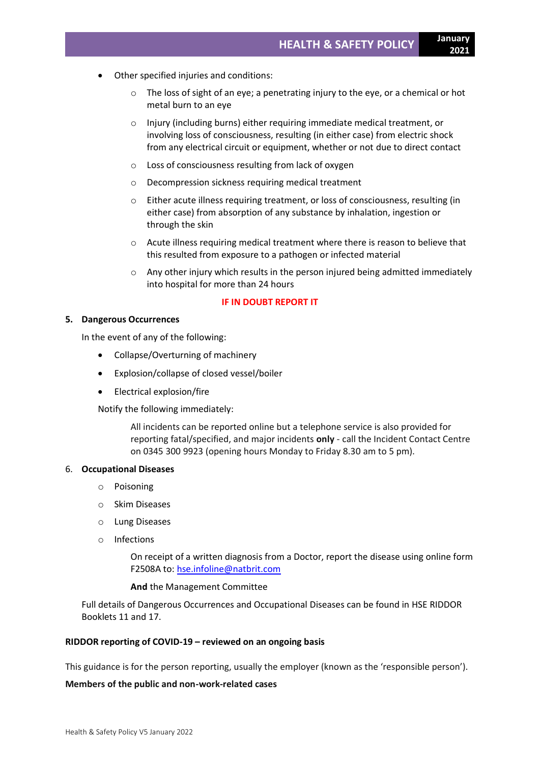- Other specified injuries and conditions:
    - The loss of sight of an eye; a penetrating injury to the eye, or a chemical or hot metal burn to an eye
    - Injury (including burns) either requiring immediate medical treatment, or involving loss of consciousness, resulting (in either case) from electric shock from any electrical circuit or equipment, whether or not due to direct contact
    - Loss of consciousness resulting from lack of oxygen
    - Decompression sickness requiring medical treatment
    - Either acute illness requiring treatment, or loss of consciousness, resulting (in either case) from absorption of any substance by inhalation, ingestion or through the skin
    - Acute illness requiring medical treatment where there is reason to believe that this resulted from exposure to a pathogen or infected material
    - Any other injury which results in the person injured being admitted immediately into hospital for more than 24 hours

**IF IN DOUBT REPORT IT**

**5. Dangerous Occurrences**

In the event of any of the following:

- Collapse/Overturning of machinery
- Explosion/collapse of closed vessel/boiler
- Electrical explosion/fire

Notify the following immediately:

All incidents can be reported online but a telephone service is also provided for reporting fatal/specified, and major incidents **only** - call the Incident Contact Centre on 0345 300 9923 (opening hours Monday to Friday 8.30 am to 5 pm).

6. **Occupational Diseases**

- Poisoning
- Skim Diseases
- Lung Diseases
- Infections

On receipt of a written diagnosis from a Doctor, report the disease using online form F2508A to: hse.infoline@natbrit.com

**And** the Management Committee

Full details of Dangerous Occurrences and Occupational Diseases can be found in HSE RIDDOR Booklets 11 and 17.

**RIDDOR reporting of COVID-19 – reviewed on an ongoing basis**

This guidance is for the person reporting, usually the employer (known as the 'responsible person').

**Members of the public and non-work-related cases**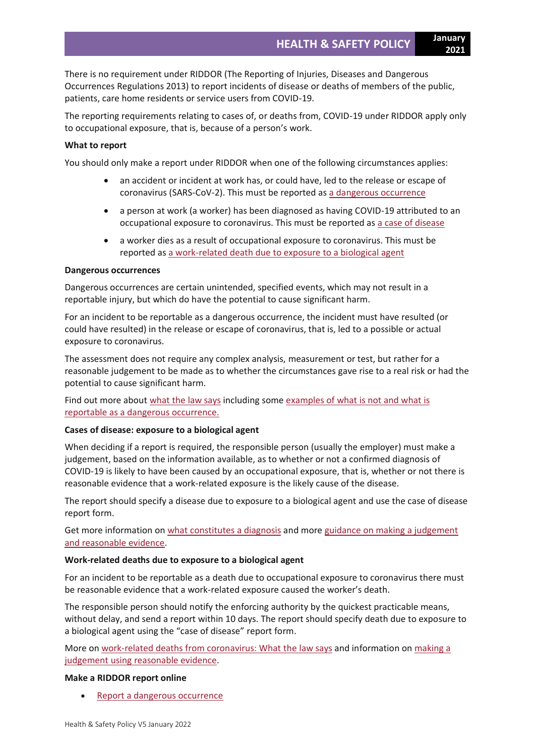There is no requirement under RIDDOR (The Reporting of Injuries, Diseases and Dangerous Occurrences Regulations 2013) to report incidents of disease or deaths of members of the public, patients, care home residents or service users from COVID-19.

The reporting requirements relating to cases of, or deaths from, COVID-19 under RIDDOR apply only to occupational exposure, that is, because of a person's work.

**What to report**

You should only make a report under RIDDOR when one of the following circumstances applies:

- an accident or incident at work has, or could have, led to the release or escape of coronavirus (SARS-CoV-2). This must be reported as a dangerous occurrence
- a person at work (a worker) has been diagnosed as having COVID-19 attributed to an occupational exposure to coronavirus. This must be reported as a case of disease
- a worker dies as a result of occupational exposure to coronavirus. This must be reported as a work-related death due to exposure to a biological agent

**Dangerous occurrences**

Dangerous occurrences are certain unintended, specified events, which may not result in a reportable injury, but which do have the potential to cause significant harm.

For an incident to be reportable as a dangerous occurrence, the incident must have resulted (or could have resulted) in the release or escape of coronavirus, that is, led to a possible or actual exposure to coronavirus.

The assessment does not require any complex analysis, measurement or test, but rather for a reasonable judgement to be made as to whether the circumstances gave rise to a real risk or had the potential to cause significant harm.

Find out more about what the law says including some examples of what is not and what is reportable as a dangerous occurrence.

**Cases of disease: exposure to a biological agent**

When deciding if a report is required, the responsible person (usually the employer) must make a judgement, based on the information available, as to whether or not a confirmed diagnosis of COVID-19 is likely to have been caused by an occupational exposure, that is, whether or not there is reasonable evidence that a work-related exposure is the likely cause of the disease.

The report should specify a disease due to exposure to a biological agent and use the case of disease report form.

Get more information on what constitutes a diagnosis and more guidance on making a judgement and reasonable evidence.

**Work-related deaths due to exposure to a biological agent**

For an incident to be reportable as a death due to occupational exposure to coronavirus there must be reasonable evidence that a work-related exposure caused the worker's death.

The responsible person should notify the enforcing authority by the quickest practicable means, without delay, and send a report within 10 days. The report should specify death due to exposure to a biological agent using the "case of disease" report form.

More on work-related deaths from coronavirus: What the law says and information on making a judgement using reasonable evidence.

**Make a RIDDOR report online**

- Report a dangerous occurrence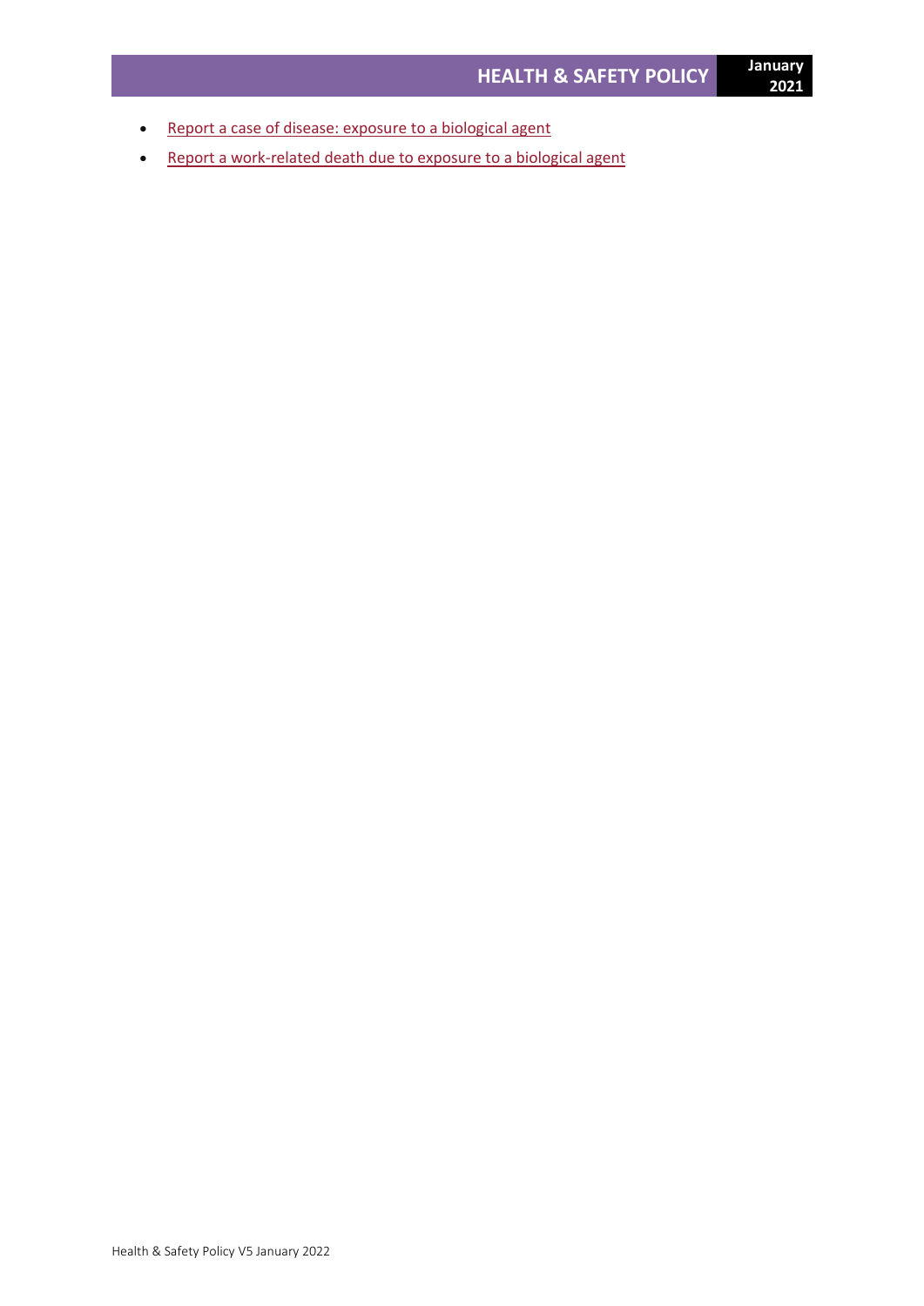- Report a case of disease: exposure to a biological agent
- Report a work-related death due to exposure to a biological agent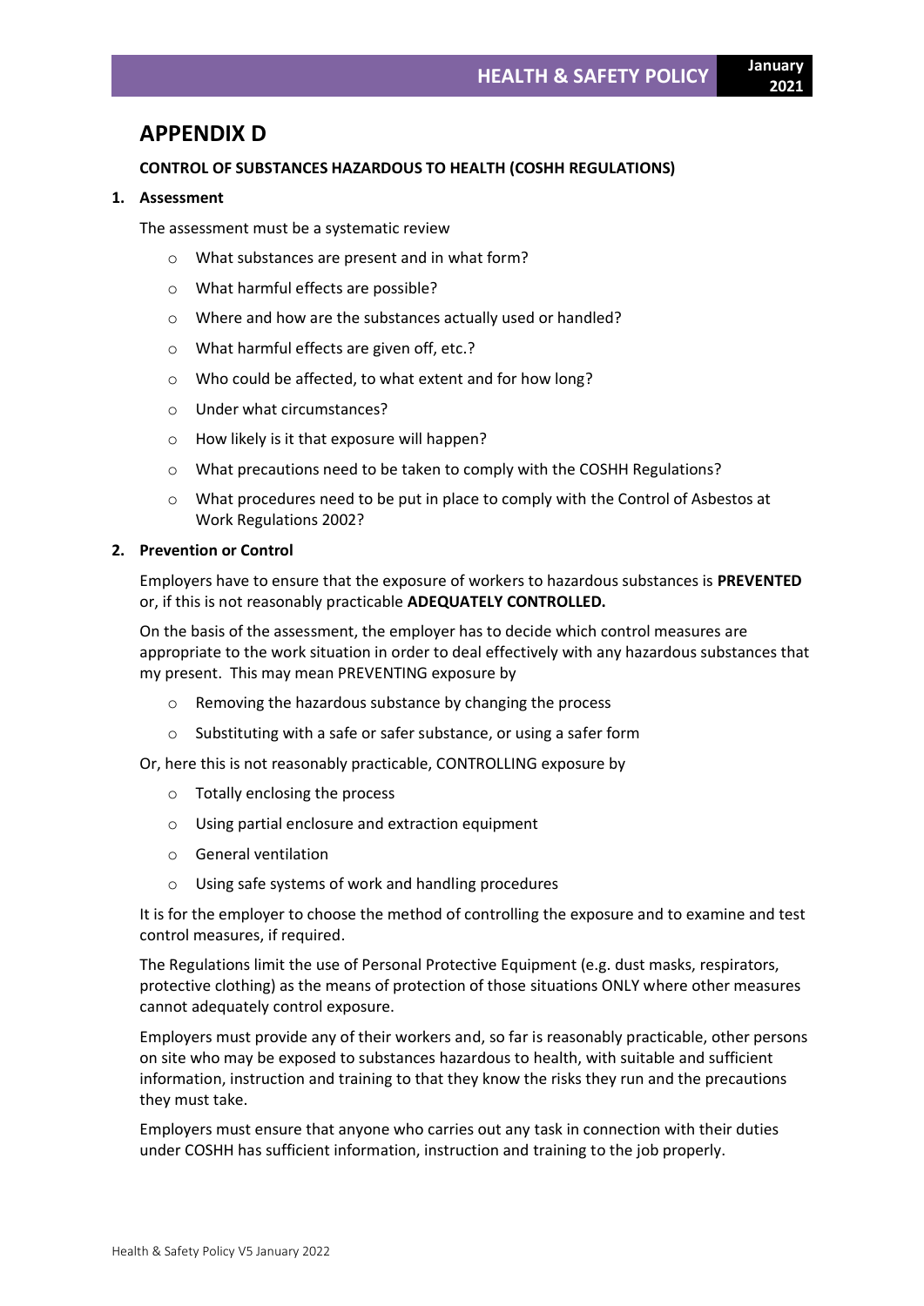# APPENDIX D

**CONTROL OF SUBSTANCES HAZARDOUS TO HEALTH (COSHH REGULATIONS)**

## 1. Assessment

The assessment must be a systematic review

- What substances are present and in what form?
- What harmful effects are possible?
- Where and how are the substances actually used or handled?
- What harmful effects are given off, etc.?
- Who could be affected, to what extent and for how long?
- Under what circumstances?
- How likely is it that exposure will happen?
- What precautions need to be taken to comply with the COSHH Regulations?
- What procedures need to be put in place to comply with the Control of Asbestos at Work Regulations 2002?

## 2. Prevention or Control

Employers have to ensure that the exposure of workers to hazardous substances is **PREVENTED** or, if this is not reasonably practicable **ADEQUATELY CONTROLLED.**

On the basis of the assessment, the employer has to decide which control measures are appropriate to the work situation in order to deal effectively with any hazardous substances that my present. This may mean PREVENTING exposure by

- Removing the hazardous substance by changing the process
- Substituting with a safe or safer substance, or using a safer form

Or, here this is not reasonably practicable, CONTROLLING exposure by

- Totally enclosing the process
- Using partial enclosure and extraction equipment
- General ventilation
- Using safe systems of work and handling procedures

It is for the employer to choose the method of controlling the exposure and to examine and test control measures, if required.

The Regulations limit the use of Personal Protective Equipment (e.g. dust masks, respirators, protective clothing) as the means of protection of those situations ONLY where other measures cannot adequately control exposure.

Employers must provide any of their workers and, so far is reasonably practicable, other persons on site who may be exposed to substances hazardous to health, with suitable and sufficient information, instruction and training to that they know the risks they run and the precautions they must take.

Employers must ensure that anyone who carries out any task in connection with their duties under COSHH has sufficient information, instruction and training to the job properly.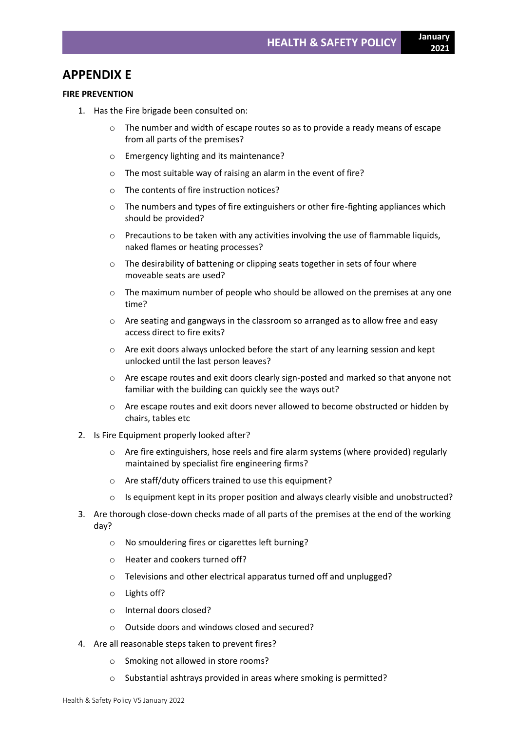# APPENDIX E

**FIRE PREVENTION**

1. Has the Fire brigade been consulted on:
    - The number and width of escape routes so as to provide a ready means of escape from all parts of the premises?
    - Emergency lighting and its maintenance?
    - The most suitable way of raising an alarm in the event of fire?
    - The contents of fire instruction notices?
    - The numbers and types of fire extinguishers or other fire-fighting appliances which should be provided?
    - Precautions to be taken with any activities involving the use of flammable liquids, naked flames or heating processes?
    - The desirability of battening or clipping seats together in sets of four where moveable seats are used?
    - The maximum number of people who should be allowed on the premises at any one time?
    - Are seating and gangways in the classroom so arranged as to allow free and easy access direct to fire exits?
    - Are exit doors always unlocked before the start of any learning session and kept unlocked until the last person leaves?
    - Are escape routes and exit doors clearly sign-posted and marked so that anyone not familiar with the building can quickly see the ways out?
    - Are escape routes and exit doors never allowed to become obstructed or hidden by chairs, tables etc
2. Is Fire Equipment properly looked after?
    - Are fire extinguishers, hose reels and fire alarm systems (where provided) regularly maintained by specialist fire engineering firms?
    - Are staff/duty officers trained to use this equipment?
    - Is equipment kept in its proper position and always clearly visible and unobstructed?
3. Are thorough close-down checks made of all parts of the premises at the end of the working day?
    - No smouldering fires or cigarettes left burning?
    - Heater and cookers turned off?
    - Televisions and other electrical apparatus turned off and unplugged?
    - Lights off?
    - Internal doors closed?
    - Outside doors and windows closed and secured?
4. Are all reasonable steps taken to prevent fires?
    - Smoking not allowed in store rooms?
    - Substantial ashtrays provided in areas where smoking is permitted?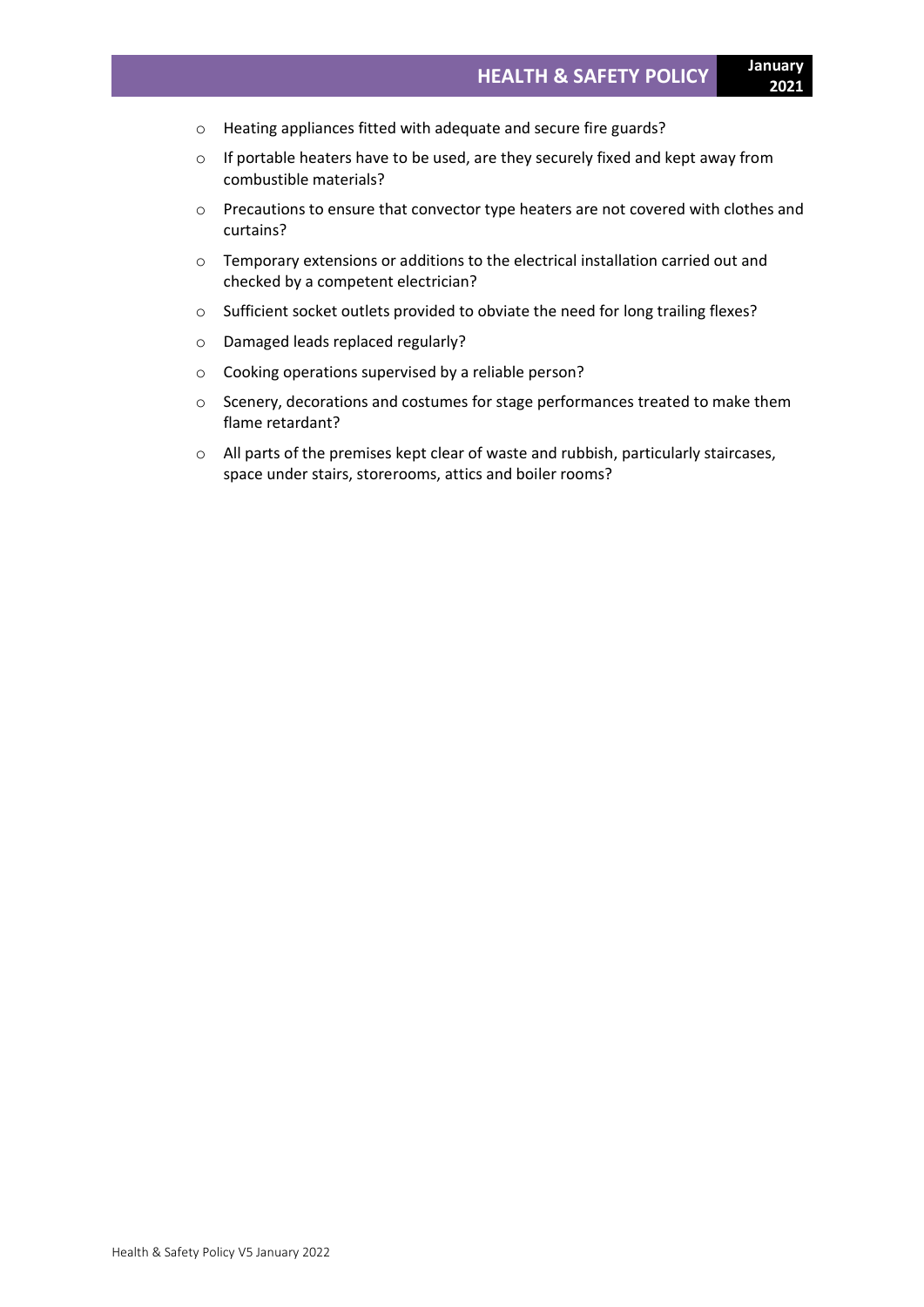- Heating appliances fitted with adequate and secure fire guards?
- If portable heaters have to be used, are they securely fixed and kept away from combustible materials?
- Precautions to ensure that convector type heaters are not covered with clothes and curtains?
- Temporary extensions or additions to the electrical installation carried out and checked by a competent electrician?
- Sufficient socket outlets provided to obviate the need for long trailing flexes?
- Damaged leads replaced regularly?
- Cooking operations supervised by a reliable person?
- Scenery, decorations and costumes for stage performances treated to make them flame retardant?
- All parts of the premises kept clear of waste and rubbish, particularly staircases, space under stairs, storerooms, attics and boiler rooms?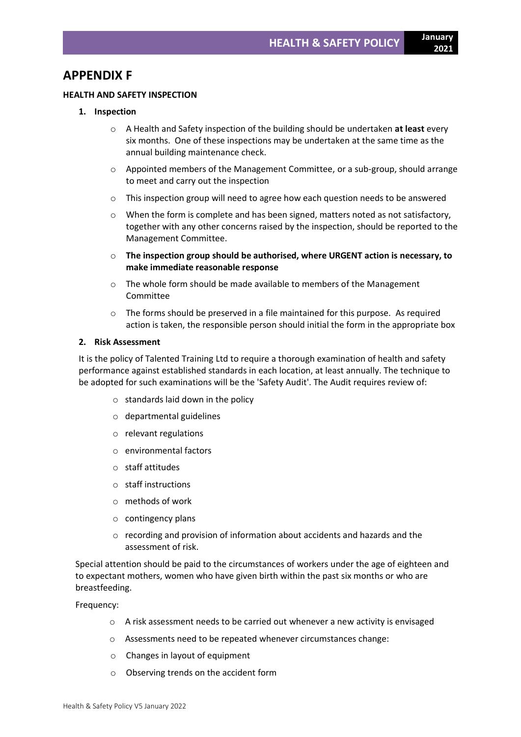# APPENDIX F

**HEALTH AND SAFETY INSPECTION**

1. **Inspection**

   - A Health and Safety inspection of the building should be undertaken **at least** every six months. One of these inspections may be undertaken at the same time as the annual building maintenance check.
   - Appointed members of the Management Committee, or a sub-group, should arrange to meet and carry out the inspection
   - This inspection group will need to agree how each question needs to be answered
   - When the form is complete and has been signed, matters noted as not satisfactory, together with any other concerns raised by the inspection, should be reported to the Management Committee.
   - **The inspection group should be authorised, where URGENT action is necessary, to make immediate reasonable response**
   - The whole form should be made available to members of the Management Committee
   - The forms should be preserved in a file maintained for this purpose. As required action is taken, the responsible person should initial the form in the appropriate box

2. **Risk Assessment**

It is the policy of Talented Training Ltd to require a thorough examination of health and safety performance against established standards in each location, at least annually. The technique to be adopted for such examinations will be the 'Safety Audit'. The Audit requires review of:

- standards laid down in the policy
- departmental guidelines
- relevant regulations
- environmental factors
- staff attitudes
- staff instructions
- methods of work
- contingency plans
- recording and provision of information about accidents and hazards and the assessment of risk.

Special attention should be paid to the circumstances of workers under the age of eighteen and to expectant mothers, women who have given birth within the past six months or who are breastfeeding.

Frequency:

- A risk assessment needs to be carried out whenever a new activity is envisaged
- Assessments need to be repeated whenever circumstances change:
- Changes in layout of equipment
- Observing trends on the accident form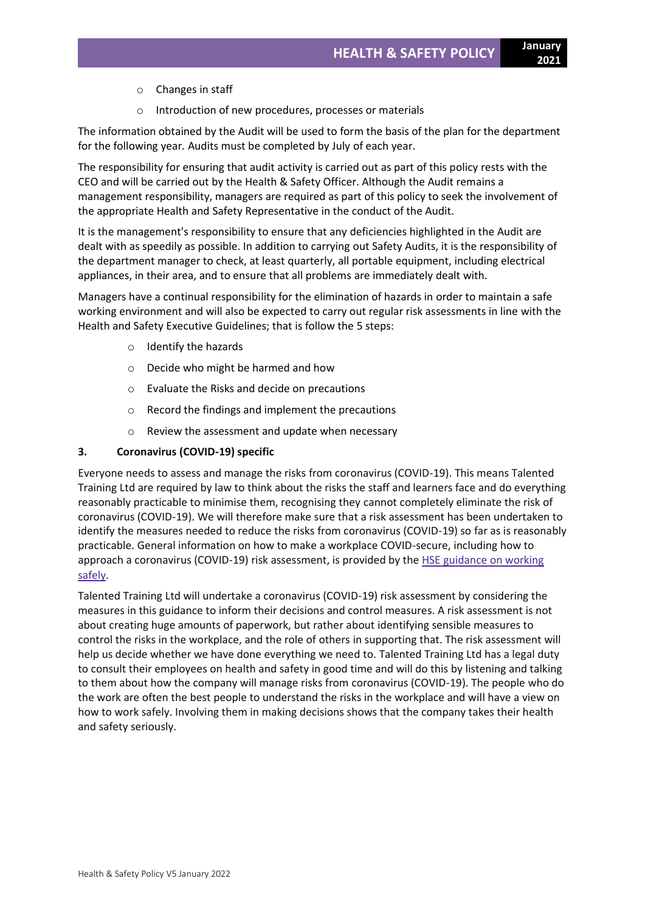- Changes in staff
- Introduction of new procedures, processes or materials

The information obtained by the Audit will be used to form the basis of the plan for the department for the following year. Audits must be completed by July of each year.

The responsibility for ensuring that audit activity is carried out as part of this policy rests with the CEO and will be carried out by the Health & Safety Officer. Although the Audit remains a management responsibility, managers are required as part of this policy to seek the involvement of the appropriate Health and Safety Representative in the conduct of the Audit.

It is the management's responsibility to ensure that any deficiencies highlighted in the Audit are dealt with as speedily as possible. In addition to carrying out Safety Audits, it is the responsibility of the department manager to check, at least quarterly, all portable equipment, including electrical appliances, in their area, and to ensure that all problems are immediately dealt with.

Managers have a continual responsibility for the elimination of hazards in order to maintain a safe working environment and will also be expected to carry out regular risk assessments in line with the Health and Safety Executive Guidelines; that is follow the 5 steps:

- Identify the hazards
- Decide who might be harmed and how
- Evaluate the Risks and decide on precautions
- Record the findings and implement the precautions
- Review the assessment and update when necessary

### 3. Coronavirus (COVID-19) specific

Everyone needs to assess and manage the risks from coronavirus (COVID-19). This means Talented Training Ltd are required by law to think about the risks the staff and learners face and do everything reasonably practicable to minimise them, recognising they cannot completely eliminate the risk of coronavirus (COVID-19). We will therefore make sure that a risk assessment has been undertaken to identify the measures needed to reduce the risks from coronavirus (COVID-19) so far as is reasonably practicable. General information on how to make a workplace COVID-secure, including how to approach a coronavirus (COVID-19) risk assessment, is provided by the HSE guidance on working safely.

Talented Training Ltd will undertake a coronavirus (COVID-19) risk assessment by considering the measures in this guidance to inform their decisions and control measures. A risk assessment is not about creating huge amounts of paperwork, but rather about identifying sensible measures to control the risks in the workplace, and the role of others in supporting that. The risk assessment will help us decide whether we have done everything we need to. Talented Training Ltd has a legal duty to consult their employees on health and safety in good time and will do this by listening and talking to them about how the company will manage risks from coronavirus (COVID-19). The people who do the work are often the best people to understand the risks in the workplace and will have a view on how to work safely. Involving them in making decisions shows that the company takes their health and safety seriously.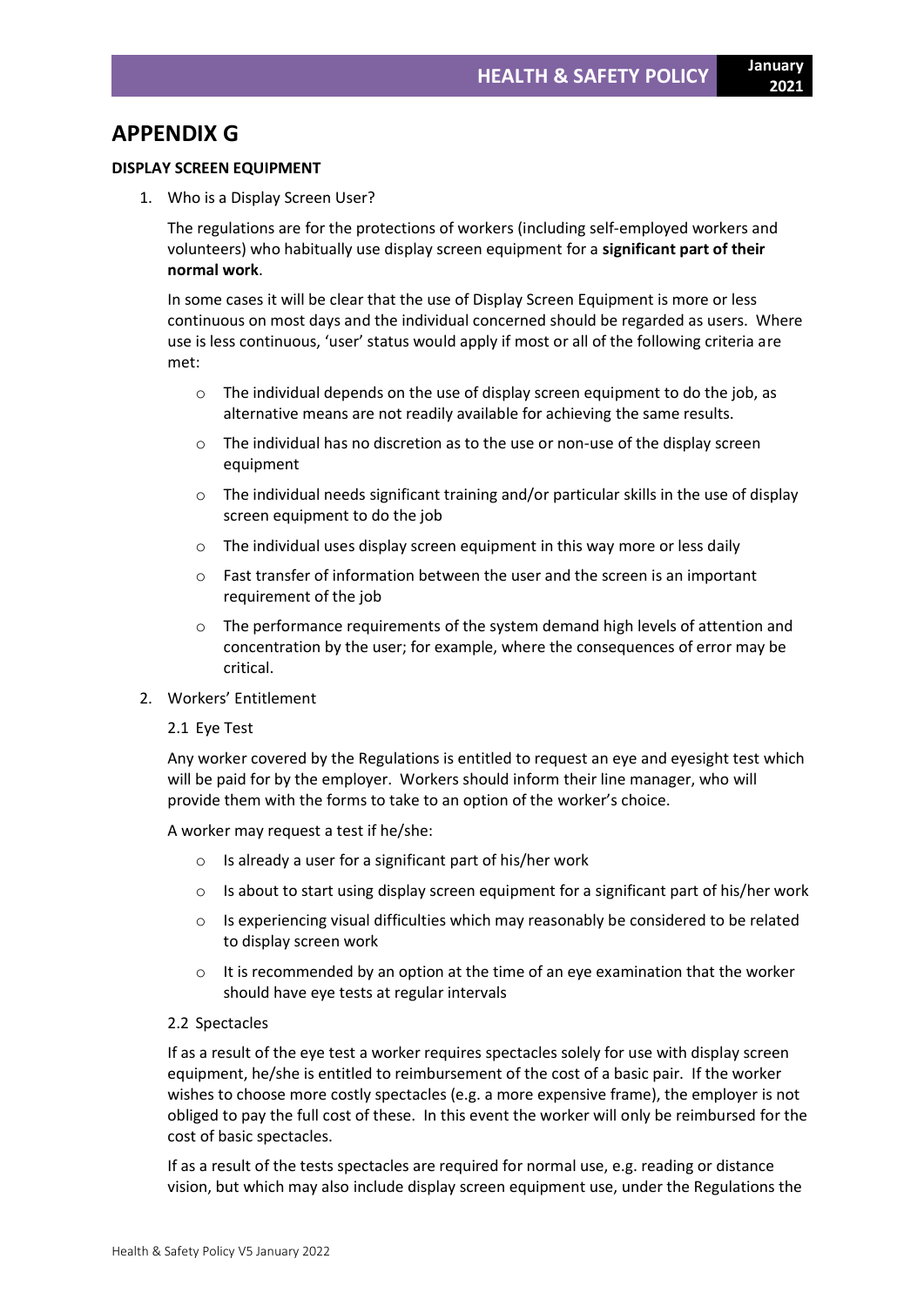# APPENDIX G

**DISPLAY SCREEN EQUIPMENT**

1. Who is a Display Screen User?

   The regulations are for the protections of workers (including self-employed workers and volunteers) who habitually use display screen equipment for a **significant part of their normal work**.

   In some cases it will be clear that the use of Display Screen Equipment is more or less continuous on most days and the individual concerned should be regarded as users. Where use is less continuous, 'user' status would apply if most or all of the following criteria are met:

   - The individual depends on the use of display screen equipment to do the job, as alternative means are not readily available for achieving the same results.
   - The individual has no discretion as to the use or non-use of the display screen equipment
   - The individual needs significant training and/or particular skills in the use of display screen equipment to do the job
   - The individual uses display screen equipment in this way more or less daily
   - Fast transfer of information between the user and the screen is an important requirement of the job
   - The performance requirements of the system demand high levels of attention and concentration by the user; for example, where the consequences of error may be critical.

2. Workers' Entitlement

   2.1 Eye Test

   Any worker covered by the Regulations is entitled to request an eye and eyesight test which will be paid for by the employer. Workers should inform their line manager, who will provide them with the forms to take to an option of the worker's choice.

   A worker may request a test if he/she:

   - Is already a user for a significant part of his/her work
   - Is about to start using display screen equipment for a significant part of his/her work
   - Is experiencing visual difficulties which may reasonably be considered to be related to display screen work
   - It is recommended by an option at the time of an eye examination that the worker should have eye tests at regular intervals

   2.2 Spectacles

   If as a result of the eye test a worker requires spectacles solely for use with display screen equipment, he/she is entitled to reimbursement of the cost of a basic pair. If the worker wishes to choose more costly spectacles (e.g. a more expensive frame), the employer is not obliged to pay the full cost of these. In this event the worker will only be reimbursed for the cost of basic spectacles.

   If as a result of the tests spectacles are required for normal use, e.g. reading or distance vision, but which may also include display screen equipment use, under the Regulations the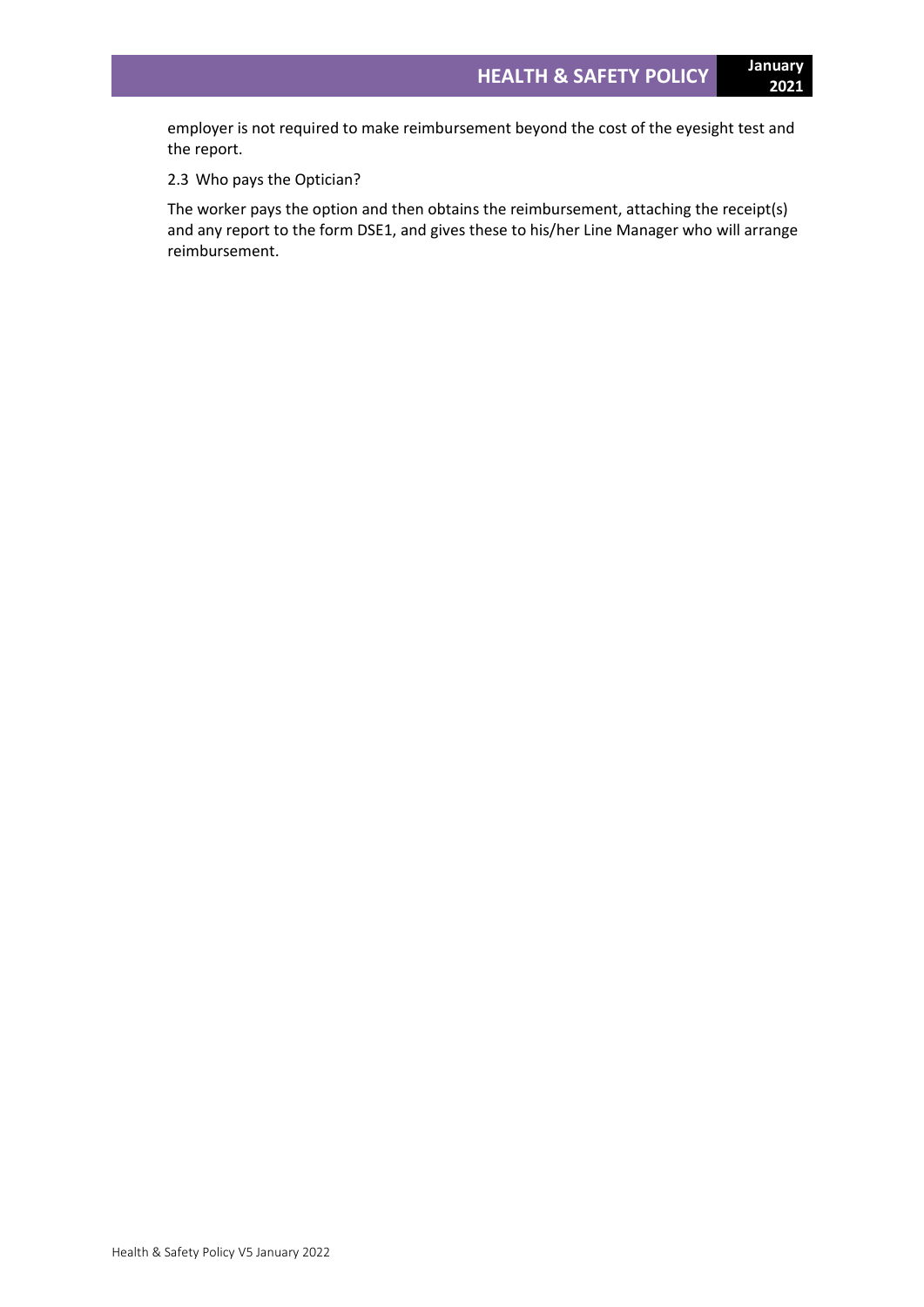employer is not required to make reimbursement beyond the cost of the eyesight test and the report.

2.3 Who pays the Optician?

The worker pays the option and then obtains the reimbursement, attaching the receipt(s) and any report to the form DSE1, and gives these to his/her Line Manager who will arrange reimbursement.